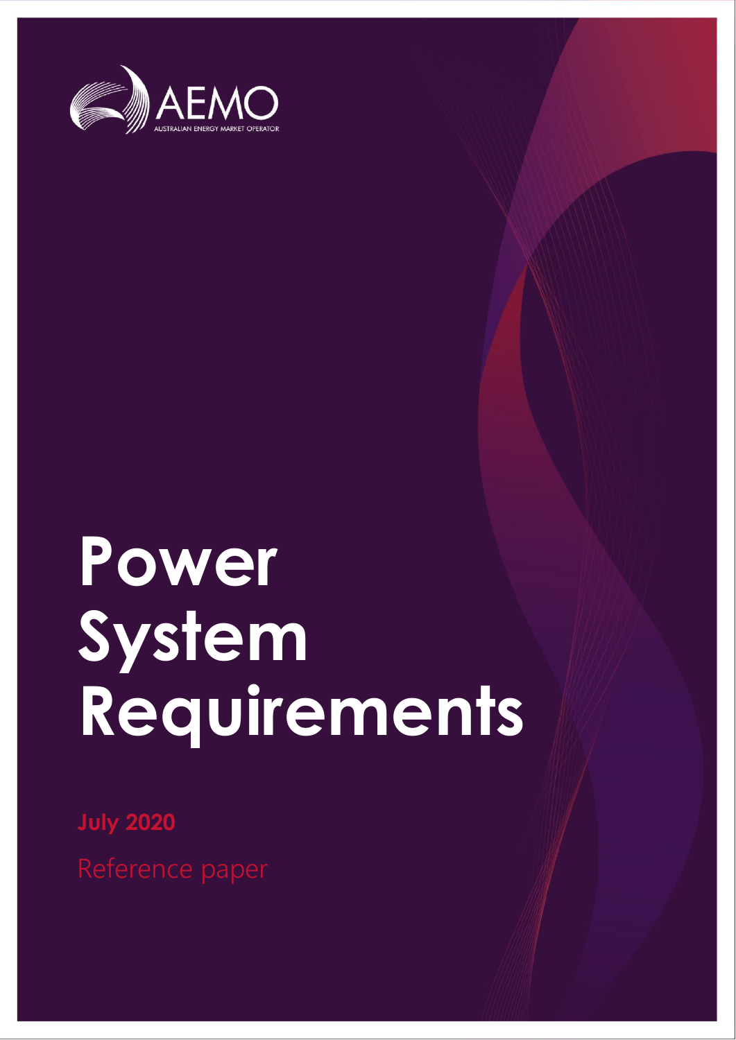AEMO

AUSTRALIAN ENERGY MARKET OPERATOR

# Power System Requirements

**July 2020**

Reference paper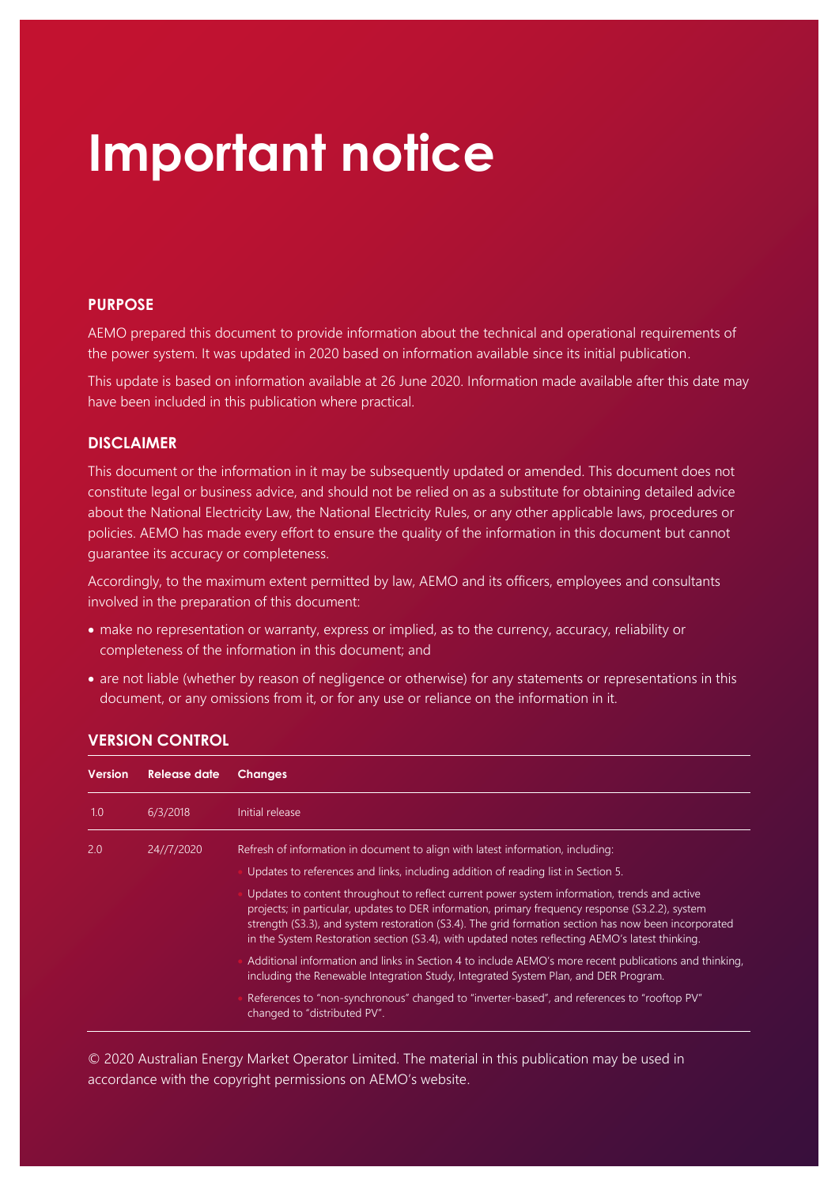# Important notice

## PURPOSE

AEMO prepared this document to provide information about the technical and operational requirements of the power system. It was updated in 2020 based on information available since its initial publication.

This update is based on information available at 26 June 2020. Information made available after this date may have been included in this publication where practical.

## DISCLAIMER

This document or the information in it may be subsequently updated or amended. This document does not constitute legal or business advice, and should not be relied on as a substitute for obtaining detailed advice about the National Electricity Law, the National Electricity Rules, or any other applicable laws, procedures or policies. AEMO has made every effort to ensure the quality of the information in this document but cannot guarantee its accuracy or completeness.

Accordingly, to the maximum extent permitted by law, AEMO and its officers, employees and consultants involved in the preparation of this document:

- make no representation or warranty, express or implied, as to the currency, accuracy, reliability or completeness of the information in this document; and
- are not liable (whether by reason of negligence or otherwise) for any statements or representations in this document, or any omissions from it, or for any use or reliance on the information in it.

## VERSION CONTROL

| Version | Release date | Changes |
|---|---|---|
| 1.0 | 6/3/2018 | Initial release |
| 2.0 | 24//7/2020 | Refresh of information in document to align with latest information, including:<br>• Updates to references and links, including addition of reading list in Section 5.<br>• Updates to content throughout to reflect current power system information, trends and active projects; in particular, updates to DER information, primary frequency response (S3.2.2), system strength (S3.3), and system restoration (S3.4). The grid formation section has now been incorporated in the System Restoration section (S3.4), with updated notes reflecting AEMO's latest thinking.<br>• Additional information and links in Section 4 to include AEMO's more recent publications and thinking, including the Renewable Integration Study, Integrated System Plan, and DER Program.<br>• References to "non-synchronous" changed to "inverter-based", and references to "rooftop PV" changed to "distributed PV". |

© 2020 Australian Energy Market Operator Limited. The material in this publication may be used in accordance with the copyright permissions on AEMO's website.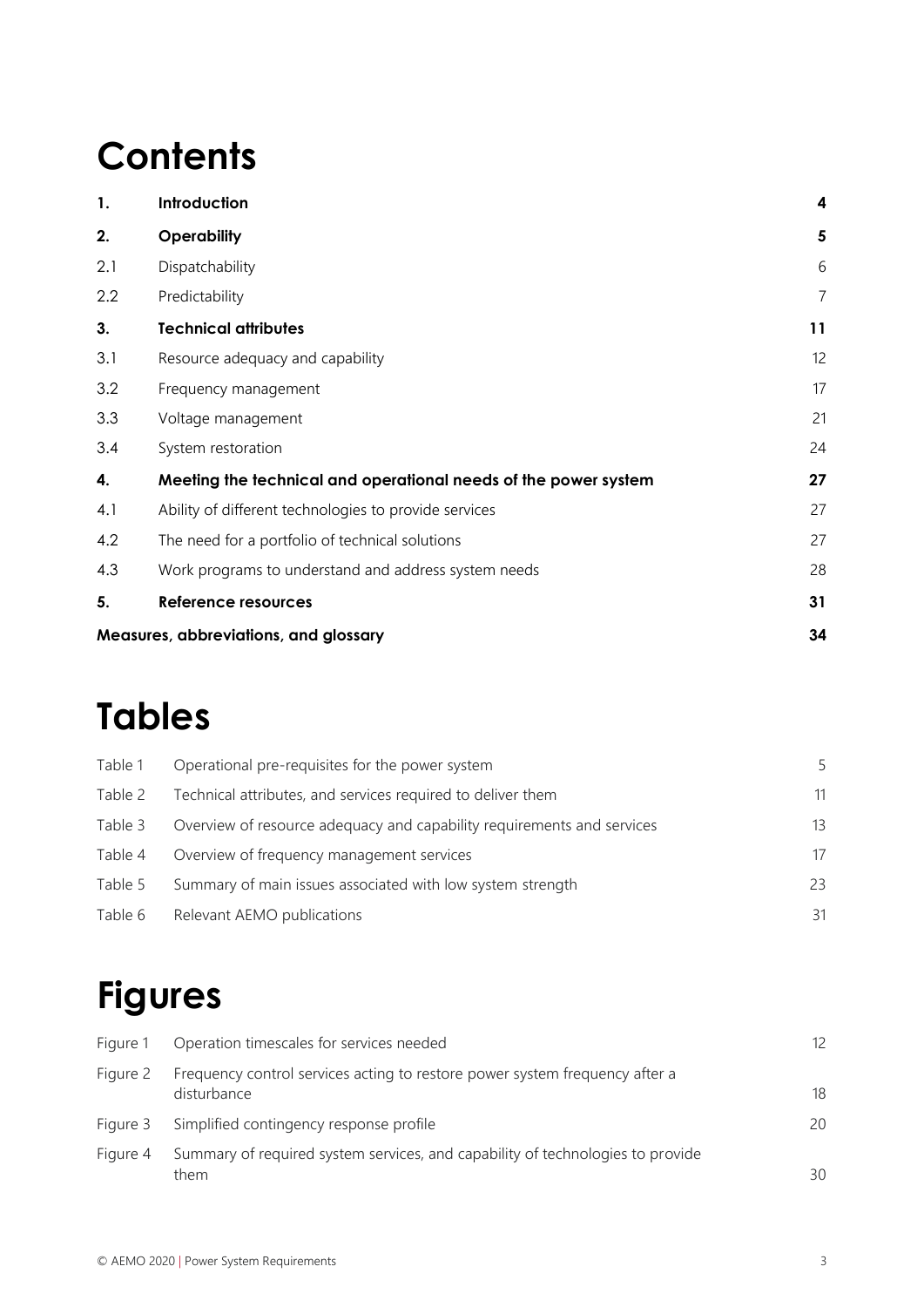# Contents

| | | |
|---|---|---|
| **1.** | **Introduction** | **4** |
| **2.** | **Operability** | **5** |
| 2.1 | Dispatchability | 6 |
| 2.2 | Predictability | 7 |
| **3.** | **Technical attributes** | **11** |
| 3.1 | Resource adequacy and capability | 12 |
| 3.2 | Frequency management | 17 |
| 3.3 | Voltage management | 21 |
| 3.4 | System restoration | 24 |
| **4.** | **Meeting the technical and operational needs of the power system** | **27** |
| 4.1 | Ability of different technologies to provide services | 27 |
| 4.2 | The need for a portfolio of technical solutions | 27 |
| 4.3 | Work programs to understand and address system needs | 28 |
| **5.** | **Reference resources** | **31** |
| **Measures, abbreviations, and glossary** | | **34** |

# Tables

| | | |
|---|---|---|
| Table 1 | Operational pre-requisites for the power system | 5 |
| Table 2 | Technical attributes, and services required to deliver them | 11 |
| Table 3 | Overview of resource adequacy and capability requirements and services | 13 |
| Table 4 | Overview of frequency management services | 17 |
| Table 5 | Summary of main issues associated with low system strength | 23 |
| Table 6 | Relevant AEMO publications | 31 |

# Figures

| | | |
|---|---|---|
| Figure 1 | Operation timescales for services needed | 12 |
| Figure 2 | Frequency control services acting to restore power system frequency after a disturbance | 18 |
| Figure 3 | Simplified contingency response profile | 20 |
| Figure 4 | Summary of required system services, and capability of technologies to provide them | 30 |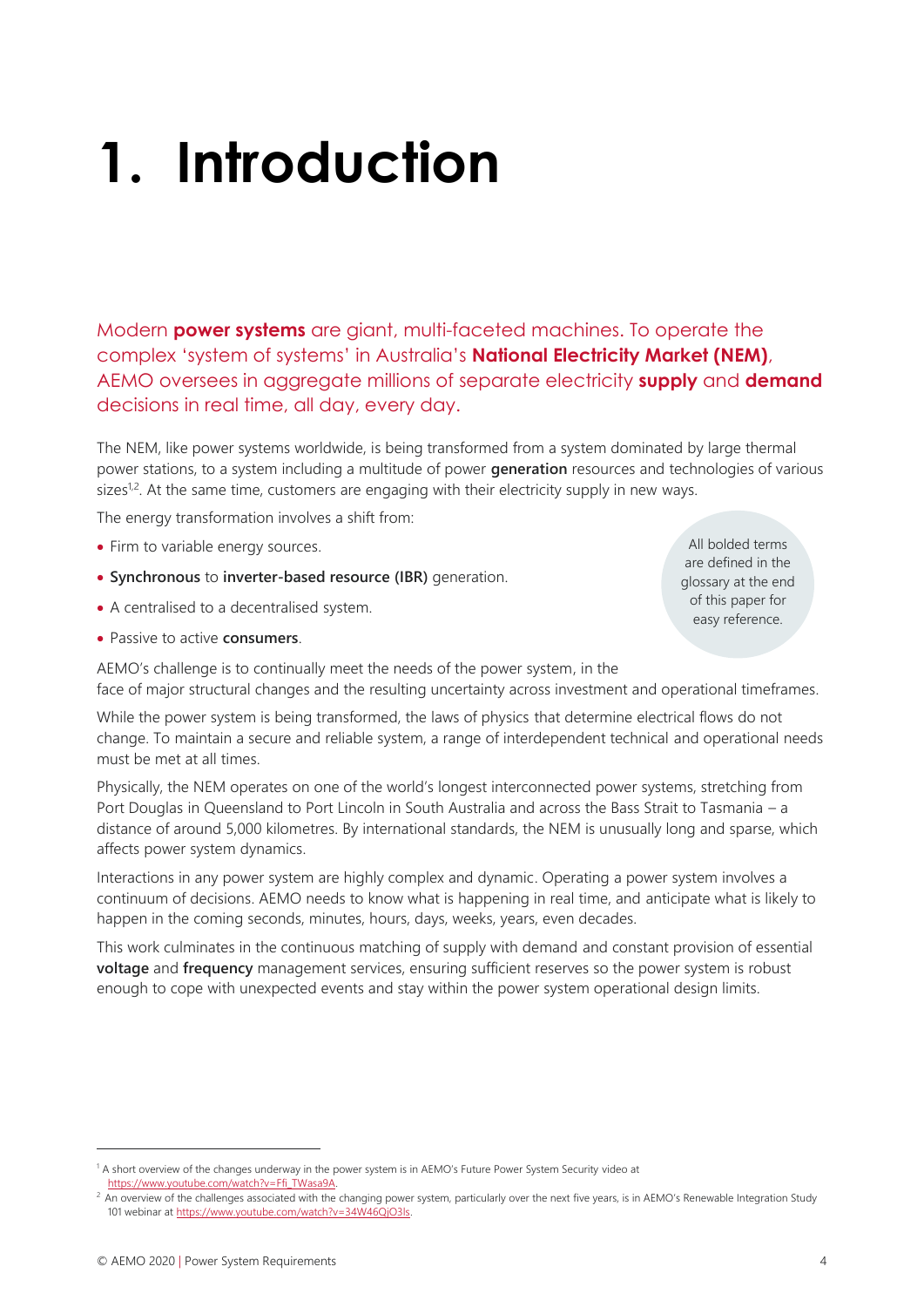# 1. Introduction

Modern **power systems** are giant, multi-faceted machines. To operate the complex 'system of systems' in Australia's **National Electricity Market (NEM)**, AEMO oversees in aggregate millions of separate electricity **supply** and **demand** decisions in real time, all day, every day.

The NEM, like power systems worldwide, is being transformed from a system dominated by large thermal power stations, to a system including a multitude of power **generation** resources and technologies of various sizes[1,2]. At the same time, customers are engaging with their electricity supply in new ways.

The energy transformation involves a shift from:

- Firm to variable energy sources.
- **Synchronous** to **inverter-based resource (IBR)** generation.
- A centralised to a decentralised system.
- Passive to active **consumers**.

All bolded terms are defined in the glossary at the end of this paper for easy reference.

AEMO's challenge is to continually meet the needs of the power system, in the face of major structural changes and the resulting uncertainty across investment and operational timeframes.

While the power system is being transformed, the laws of physics that determine electrical flows do not change. To maintain a secure and reliable system, a range of interdependent technical and operational needs must be met at all times.

Physically, the NEM operates on one of the world's longest interconnected power systems, stretching from Port Douglas in Queensland to Port Lincoln in South Australia and across the Bass Strait to Tasmania – a distance of around 5,000 kilometres. By international standards, the NEM is unusually long and sparse, which affects power system dynamics.

Interactions in any power system are highly complex and dynamic. Operating a power system involves a continuum of decisions. AEMO needs to know what is happening in real time, and anticipate what is likely to happen in the coming seconds, minutes, hours, days, weeks, years, even decades.

This work culminates in the continuous matching of supply with demand and constant provision of essential **voltage** and **frequency** management services, ensuring sufficient reserves so the power system is robust enough to cope with unexpected events and stay within the power system operational design limits.

---

[1] A short overview of the changes underway in the power system is in AEMO's Future Power System Security video at https://www.youtube.com/watch?v=Ffi_TWasa9A.

[2] An overview of the challenges associated with the changing power system, particularly over the next five years, is in AEMO's Renewable Integration Study 101 webinar at https://www.youtube.com/watch?v=34W46QjO3ls.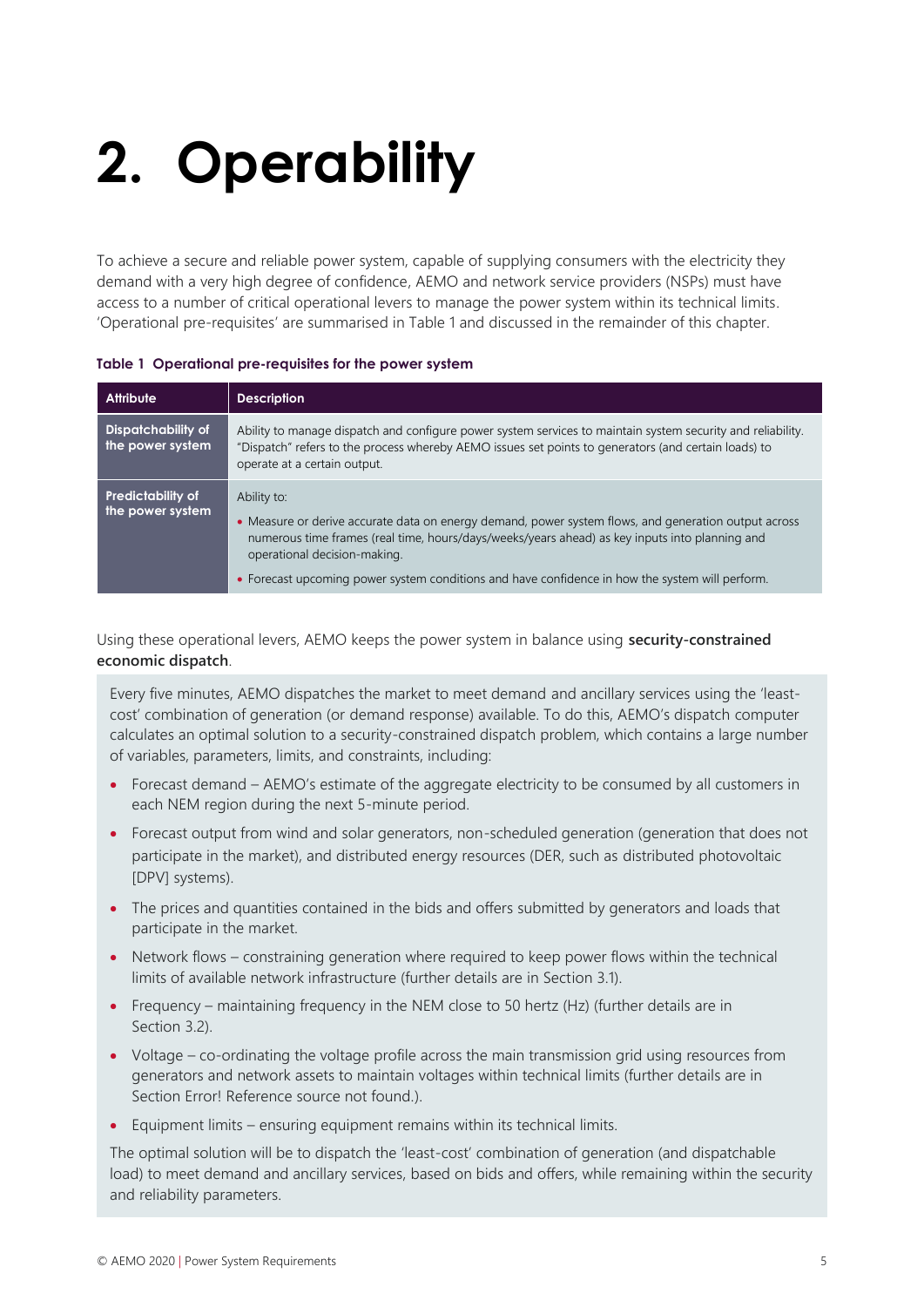# 2. Operability

To achieve a secure and reliable power system, capable of supplying consumers with the electricity they demand with a very high degree of confidence, AEMO and network service providers (NSPs) must have access to a number of critical operational levers to manage the power system within its technical limits. 'Operational pre-requisites' are summarised in Table 1 and discussed in the remainder of this chapter.

**Table 1 Operational pre-requisites for the power system**

| Attribute | Description |
|---|---|
| **Dispatchability of the power system** | Ability to manage dispatch and configure power system services to maintain system security and reliability. "Dispatch" refers to the process whereby AEMO issues set points to generators (and certain loads) to operate at a certain output. |
| **Predictability of the power system** | Ability to:<br>• Measure or derive accurate data on energy demand, power system flows, and generation output across numerous time frames (real time, hours/days/weeks/years ahead) as key inputs into planning and operational decision-making.<br>• Forecast upcoming power system conditions and have confidence in how the system will perform. |

Using these operational levers, AEMO keeps the power system in balance using **security-constrained economic dispatch**.

Every five minutes, AEMO dispatches the market to meet demand and ancillary services using the 'least-cost' combination of generation (or demand response) available. To do this, AEMO's dispatch computer calculates an optimal solution to a security-constrained dispatch problem, which contains a large number of variables, parameters, limits, and constraints, including:

- Forecast demand – AEMO's estimate of the aggregate electricity to be consumed by all customers in each NEM region during the next 5-minute period.
- Forecast output from wind and solar generators, non-scheduled generation (generation that does not participate in the market), and distributed energy resources (DER, such as distributed photovoltaic [DPV] systems).
- The prices and quantities contained in the bids and offers submitted by generators and loads that participate in the market.
- Network flows – constraining generation where required to keep power flows within the technical limits of available network infrastructure (further details are in Section 3.1).
- Frequency – maintaining frequency in the NEM close to 50 hertz (Hz) (further details are in Section 3.2).
- Voltage – co-ordinating the voltage profile across the main transmission grid using resources from generators and network assets to maintain voltages within technical limits (further details are in Section Error! Reference source not found.).
- Equipment limits – ensuring equipment remains within its technical limits.

The optimal solution will be to dispatch the 'least-cost' combination of generation (and dispatchable load) to meet demand and ancillary services, based on bids and offers, while remaining within the security and reliability parameters.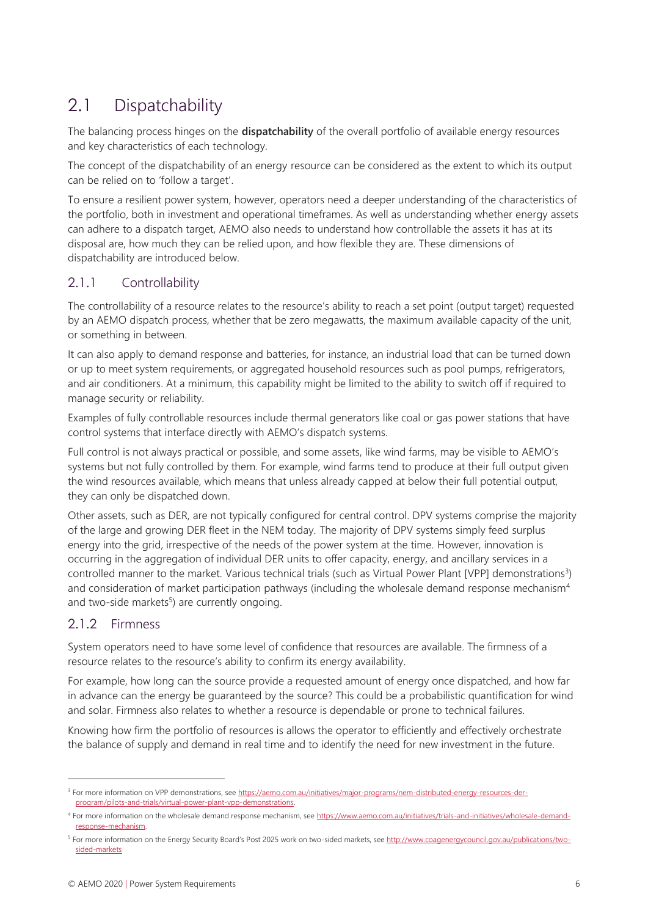## 2.1 Dispatchability

The balancing process hinges on the **dispatchability** of the overall portfolio of available energy resources and key characteristics of each technology.

The concept of the dispatchability of an energy resource can be considered as the extent to which its output can be relied on to 'follow a target'.

To ensure a resilient power system, however, operators need a deeper understanding of the characteristics of the portfolio, both in investment and operational timeframes. As well as understanding whether energy assets can adhere to a dispatch target, AEMO also needs to understand how controllable the assets it has at its disposal are, how much they can be relied upon, and how flexible they are. These dimensions of dispatchability are introduced below.

### 2.1.1 Controllability

The controllability of a resource relates to the resource's ability to reach a set point (output target) requested by an AEMO dispatch process, whether that be zero megawatts, the maximum available capacity of the unit, or something in between.

It can also apply to demand response and batteries, for instance, an industrial load that can be turned down or up to meet system requirements, or aggregated household resources such as pool pumps, refrigerators, and air conditioners. At a minimum, this capability might be limited to the ability to switch off if required to manage security or reliability.

Examples of fully controllable resources include thermal generators like coal or gas power stations that have control systems that interface directly with AEMO's dispatch systems.

Full control is not always practical or possible, and some assets, like wind farms, may be visible to AEMO's systems but not fully controlled by them. For example, wind farms tend to produce at their full output given the wind resources available, which means that unless already capped at below their full potential output, they can only be dispatched down.

Other assets, such as DER, are not typically configured for central control. DPV systems comprise the majority of the large and growing DER fleet in the NEM today. The majority of DPV systems simply feed surplus energy into the grid, irrespective of the needs of the power system at the time. However, innovation is occurring in the aggregation of individual DER units to offer capacity, energy, and ancillary services in a controlled manner to the market. Various technical trials (such as Virtual Power Plant [VPP] demonstrations[3]) and consideration of market participation pathways (including the wholesale demand response mechanism[4] and two-side markets[5]) are currently ongoing.

### 2.1.2 Firmness

System operators need to have some level of confidence that resources are available. The firmness of a resource relates to the resource's ability to confirm its energy availability.

For example, how long can the source provide a requested amount of energy once dispatched, and how far in advance can the energy be guaranteed by the source? This could be a probabilistic quantification for wind and solar. Firmness also relates to whether a resource is dependable or prone to technical failures.

Knowing how firm the portfolio of resources is allows the operator to efficiently and effectively orchestrate the balance of supply and demand in real time and to identify the need for new investment in the future.

---

[3] For more information on VPP demonstrations, see https://aemo.com.au/initiatives/major-programs/nem-distributed-energy-resources-der-program/pilots-and-trials/virtual-power-plant-vpp-demonstrations.

[4] For more information on the wholesale demand response mechanism, see https://www.aemo.com.au/initiatives/trials-and-initiatives/wholesale-demand-response-mechanism.

[5] For more information on the Energy Security Board's Post 2025 work on two-sided markets, see http://www.coagenergycouncil.gov.au/publications/two-sided-markets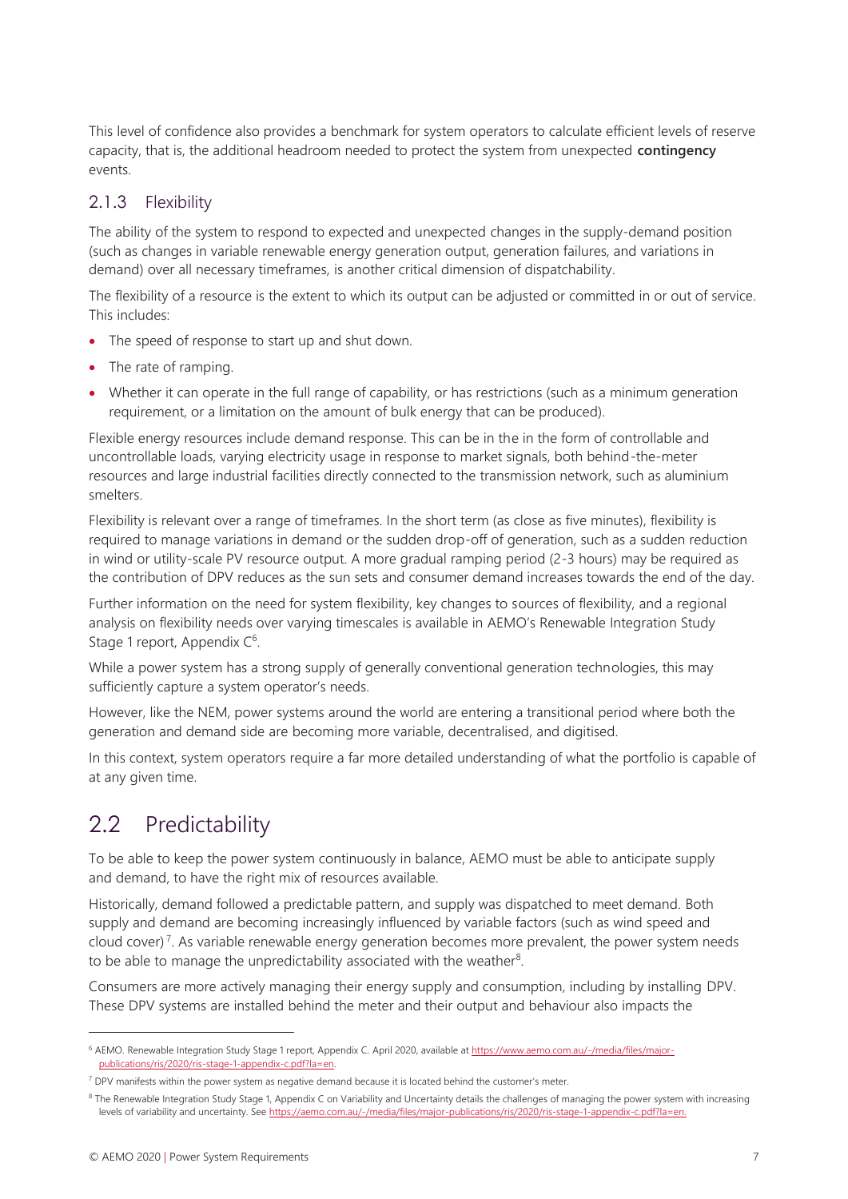This level of confidence also provides a benchmark for system operators to calculate efficient levels of reserve capacity, that is, the additional headroom needed to protect the system from unexpected **contingency** events.

### 2.1.3 Flexibility

The ability of the system to respond to expected and unexpected changes in the supply-demand position (such as changes in variable renewable energy generation output, generation failures, and variations in demand) over all necessary timeframes, is another critical dimension of dispatchability.

The flexibility of a resource is the extent to which its output can be adjusted or committed in or out of service. This includes:

- The speed of response to start up and shut down.
- The rate of ramping.
- Whether it can operate in the full range of capability, or has restrictions (such as a minimum generation requirement, or a limitation on the amount of bulk energy that can be produced).

Flexible energy resources include demand response. This can be in the in the form of controllable and uncontrollable loads, varying electricity usage in response to market signals, both behind-the-meter resources and large industrial facilities directly connected to the transmission network, such as aluminium smelters.

Flexibility is relevant over a range of timeframes. In the short term (as close as five minutes), flexibility is required to manage variations in demand or the sudden drop-off of generation, such as a sudden reduction in wind or utility-scale PV resource output. A more gradual ramping period (2-3 hours) may be required as the contribution of DPV reduces as the sun sets and consumer demand increases towards the end of the day.

Further information on the need for system flexibility, key changes to sources of flexibility, and a regional analysis on flexibility needs over varying timescales is available in AEMO's Renewable Integration Study Stage 1 report, Appendix C[6].

While a power system has a strong supply of generally conventional generation technologies, this may sufficiently capture a system operator's needs.

However, like the NEM, power systems around the world are entering a transitional period where both the generation and demand side are becoming more variable, decentralised, and digitised.

In this context, system operators require a far more detailed understanding of what the portfolio is capable of at any given time.

## 2.2 Predictability

To be able to keep the power system continuously in balance, AEMO must be able to anticipate supply and demand, to have the right mix of resources available.

Historically, demand followed a predictable pattern, and supply was dispatched to meet demand. Both supply and demand are becoming increasingly influenced by variable factors (such as wind speed and cloud cover)[7]. As variable renewable energy generation becomes more prevalent, the power system needs to be able to manage the unpredictability associated with the weather[8].

Consumers are more actively managing their energy supply and consumption, including by installing DPV. These DPV systems are installed behind the meter and their output and behaviour also impacts the

---

[6] AEMO. Renewable Integration Study Stage 1 report, Appendix C. April 2020, available at https://www.aemo.com.au/-/media/files/major-publications/ris/2020/ris-stage-1-appendix-c.pdf?la=en.

[7] DPV manifests within the power system as negative demand because it is located behind the customer's meter.

[8] The Renewable Integration Study Stage 1, Appendix C on Variability and Uncertainty details the challenges of managing the power system with increasing levels of variability and uncertainty. See https://aemo.com.au/-/media/files/major-publications/ris/2020/ris-stage-1-appendix-c.pdf?la=en.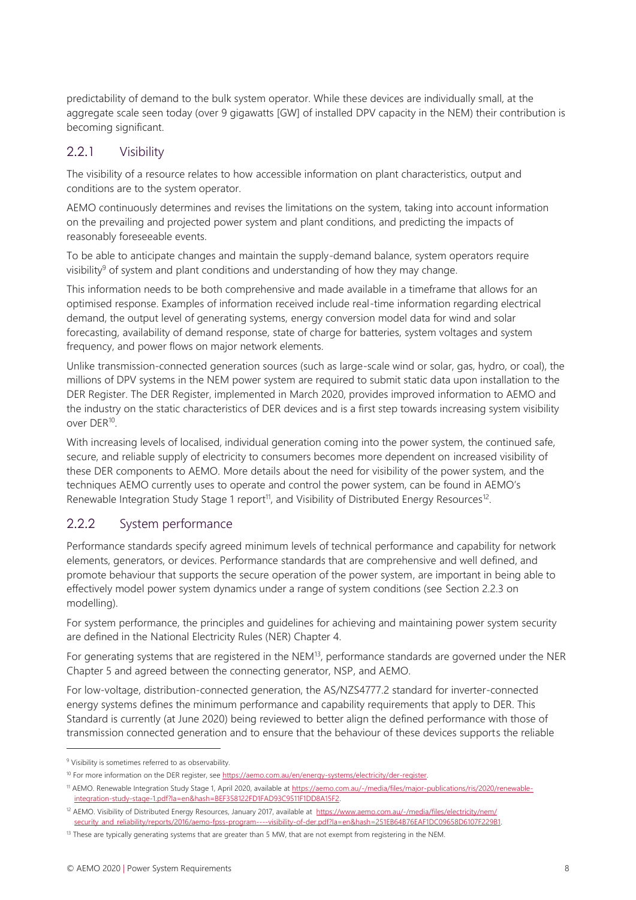predictability of demand to the bulk system operator. While these devices are individually small, at the aggregate scale seen today (over 9 gigawatts [GW] of installed DPV capacity in the NEM) their contribution is becoming significant.

### 2.2.1 Visibility

The visibility of a resource relates to how accessible information on plant characteristics, output and conditions are to the system operator.

AEMO continuously determines and revises the limitations on the system, taking into account information on the prevailing and projected power system and plant conditions, and predicting the impacts of reasonably foreseeable events.

To be able to anticipate changes and maintain the supply-demand balance, system operators require visibility[9] of system and plant conditions and understanding of how they may change.

This information needs to be both comprehensive and made available in a timeframe that allows for an optimised response. Examples of information received include real-time information regarding electrical demand, the output level of generating systems, energy conversion model data for wind and solar forecasting, availability of demand response, state of charge for batteries, system voltages and system frequency, and power flows on major network elements.

Unlike transmission-connected generation sources (such as large-scale wind or solar, gas, hydro, or coal), the millions of DPV systems in the NEM power system are required to submit static data upon installation to the DER Register. The DER Register, implemented in March 2020, provides improved information to AEMO and the industry on the static characteristics of DER devices and is a first step towards increasing system visibility over DER[10].

With increasing levels of localised, individual generation coming into the power system, the continued safe, secure, and reliable supply of electricity to consumers becomes more dependent on increased visibility of these DER components to AEMO. More details about the need for visibility of the power system, and the techniques AEMO currently uses to operate and control the power system, can be found in AEMO's Renewable Integration Study Stage 1 report[11], and Visibility of Distributed Energy Resources[12].

### 2.2.2 System performance

Performance standards specify agreed minimum levels of technical performance and capability for network elements, generators, or devices. Performance standards that are comprehensive and well defined, and promote behaviour that supports the secure operation of the power system, are important in being able to effectively model power system dynamics under a range of system conditions (see Section 2.2.3 on modelling).

For system performance, the principles and guidelines for achieving and maintaining power system security are defined in the National Electricity Rules (NER) Chapter 4.

For generating systems that are registered in the NEM[13], performance standards are governed under the NER Chapter 5 and agreed between the connecting generator, NSP, and AEMO.

For low-voltage, distribution-connected generation, the AS/NZS4777.2 standard for inverter-connected energy systems defines the minimum performance and capability requirements that apply to DER. This Standard is currently (at June 2020) being reviewed to better align the defined performance with those of transmission connected generation and to ensure that the behaviour of these devices supports the reliable

---

[9] Visibility is sometimes referred to as observability.

[10] For more information on the DER register, see https://aemo.com.au/en/energy-systems/electricity/der-register.

[11] AEMO. Renewable Integration Study Stage 1, April 2020, available at https://aemo.com.au/-/media/files/major-publications/ris/2020/renewable-integration-study-stage-1.pdf?la=en&hash=BEF358122FD1FAD93C9511F1DD8A15F2.

[12] AEMO. Visibility of Distributed Energy Resources, January 2017, available at https://www.aemo.com.au/-/media/files/electricity/nem/security_and_reliability/reports/2016/aemo-fpss-program----visibility-of-der.pdf?la=en&hash=251EB64B76EAF1DC09658D6107F229B1.

[13] These are typically generating systems that are greater than 5 MW, that are not exempt from registering in the NEM.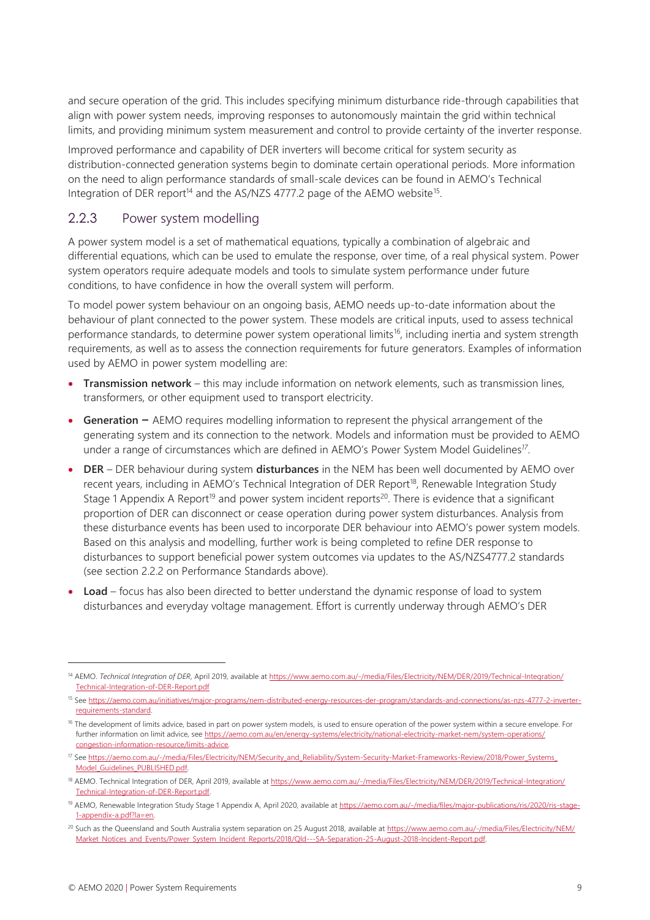and secure operation of the grid. This includes specifying minimum disturbance ride-through capabilities that align with power system needs, improving responses to autonomously maintain the grid within technical limits, and providing minimum system measurement and control to provide certainty of the inverter response.

Improved performance and capability of DER inverters will become critical for system security as distribution-connected generation systems begin to dominate certain operational periods. More information on the need to align performance standards of small-scale devices can be found in AEMO's Technical Integration of DER report[14] and the AS/NZS 4777.2 page of the AEMO website[15].

### 2.2.3 Power system modelling

A power system model is a set of mathematical equations, typically a combination of algebraic and differential equations, which can be used to emulate the response, over time, of a real physical system. Power system operators require adequate models and tools to simulate system performance under future conditions, to have confidence in how the overall system will perform.

To model power system behaviour on an ongoing basis, AEMO needs up-to-date information about the behaviour of plant connected to the power system. These models are critical inputs, used to assess technical performance standards, to determine power system operational limits[16], including inertia and system strength requirements, as well as to assess the connection requirements for future generators. Examples of information used by AEMO in power system modelling are:

- **Transmission network** – this may include information on network elements, such as transmission lines, transformers, or other equipment used to transport electricity.
- **Generation –** AEMO requires modelling information to represent the physical arrangement of the generating system and its connection to the network. Models and information must be provided to AEMO under a range of circumstances which are defined in AEMO's Power System Model Guidelines[17].
- **DER** – DER behaviour during system **disturbances** in the NEM has been well documented by AEMO over recent years, including in AEMO's Technical Integration of DER Report[18], Renewable Integration Study Stage 1 Appendix A Report[19] and power system incident reports[20]. There is evidence that a significant proportion of DER can disconnect or cease operation during power system disturbances. Analysis from these disturbance events has been used to incorporate DER behaviour into AEMO's power system models. Based on this analysis and modelling, further work is being completed to refine DER response to disturbances to support beneficial power system outcomes via updates to the AS/NZS4777.2 standards (see section 2.2.2 on Performance Standards above).
- **Load** – focus has also been directed to better understand the dynamic response of load to system disturbances and everyday voltage management. Effort is currently underway through AEMO's DER

---

[14] AEMO. *Technical Integration of DER*, April 2019, available at https://www.aemo.com.au/-/media/Files/Electricity/NEM/DER/2019/Technical-Integration/Technical-Integration-of-DER-Report.pdf

[15] See https://aemo.com.au/initiatives/major-programs/nem-distributed-energy-resources-der-program/standards-and-connections/as-nzs-4777-2-inverter-requirements-standard.

[16] The development of limits advice, based in part on power system models, is used to ensure operation of the power system within a secure envelope. For further information on limit advice, see https://aemo.com.au/en/energy-systems/electricity/national-electricity-market-nem/system-operations/congestion-information-resource/limits-advice.

[17] See https://www.aemo.com.au/-/media/Files/Electricity/NEM/Security_and_Reliability/System-Security-Market-Frameworks-Review/2018/Power_Systems_Model_Guidelines_PUBLISHED.pdf.

[18] AEMO. Technical Integration of DER, April 2019, available at https://www.aemo.com.au/-/media/Files/Electricity/NEM/DER/2019/Technical-Integration/Technical-Integration-of-DER-Report.pdf.

[19] AEMO, Renewable Integration Study Stage 1 Appendix A, April 2020, available at https://aemo.com.au/-/media/files/major-publications/ris/2020/ris-stage-1-appendix-a.pdf?la=en.

[20] Such as the Queensland and South Australia system separation on 25 August 2018, available at https://www.aemo.com.au/-/media/Files/Electricity/NEM/Market_Notices_and_Events/Power_System_Incident_Reports/2018/Qld---SA-Separation-25-August-2018-Incident-Report.pdf.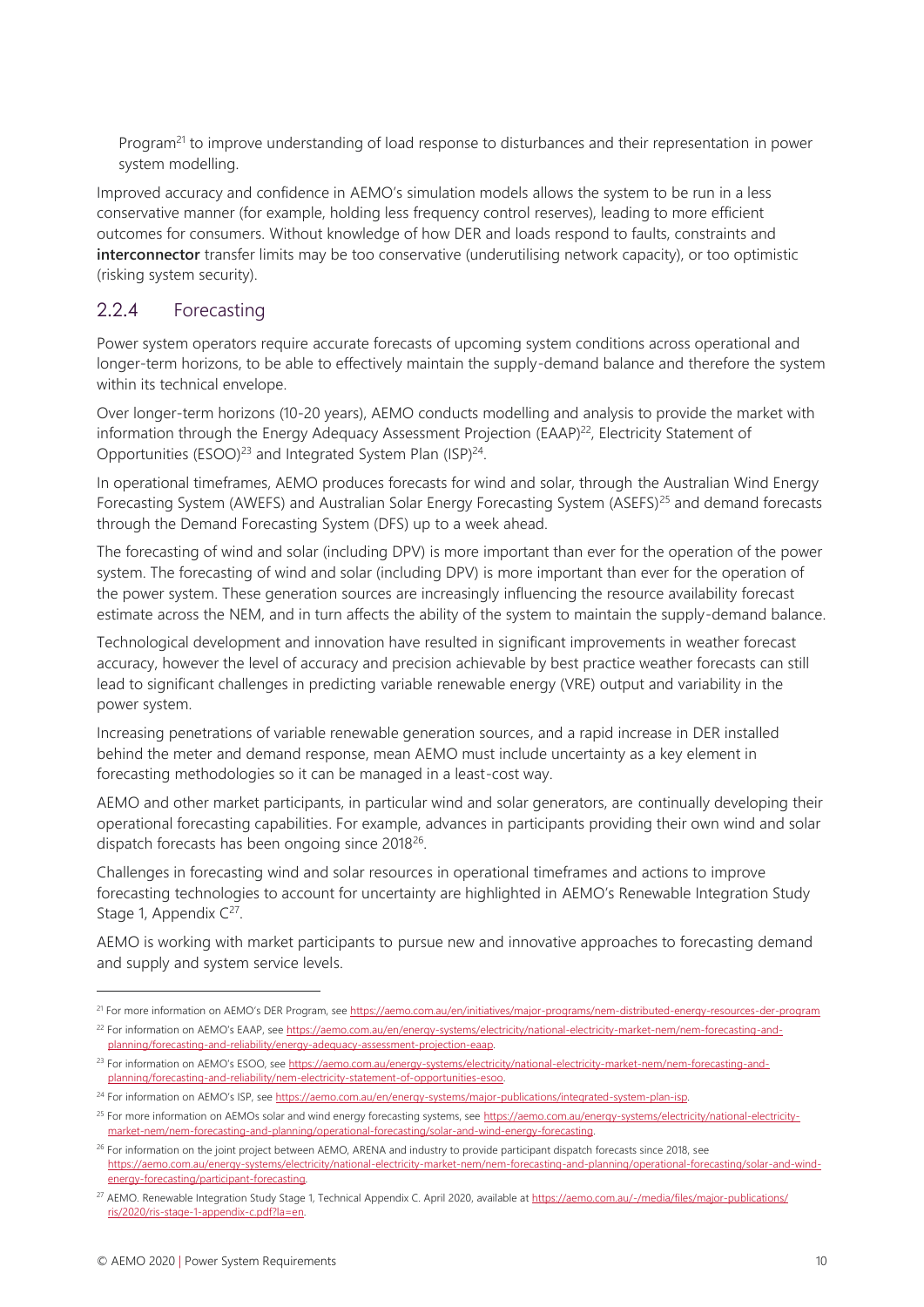Program[21] to improve understanding of load response to disturbances and their representation in power system modelling.

Improved accuracy and confidence in AEMO's simulation models allows the system to be run in a less conservative manner (for example, holding less frequency control reserves), leading to more efficient outcomes for consumers. Without knowledge of how DER and loads respond to faults, constraints and **interconnector** transfer limits may be too conservative (underutilising network capacity), or too optimistic (risking system security).

### 2.2.4 Forecasting

Power system operators require accurate forecasts of upcoming system conditions across operational and longer-term horizons, to be able to effectively maintain the supply-demand balance and therefore the system within its technical envelope.

Over longer-term horizons (10-20 years), AEMO conducts modelling and analysis to provide the market with information through the Energy Adequacy Assessment Projection (EAAP)[22], Electricity Statement of Opportunities (ESOO)[23] and Integrated System Plan (ISP)[24].

In operational timeframes, AEMO produces forecasts for wind and solar, through the Australian Wind Energy Forecasting System (AWEFS) and Australian Solar Energy Forecasting System (ASEFS)[25] and demand forecasts through the Demand Forecasting System (DFS) up to a week ahead.

The forecasting of wind and solar (including DPV) is more important than ever for the operation of the power system. The forecasting of wind and solar (including DPV) is more important than ever for the operation of the power system. These generation sources are increasingly influencing the resource availability forecast estimate across the NEM, and in turn affects the ability of the system to maintain the supply-demand balance.

Technological development and innovation have resulted in significant improvements in weather forecast accuracy, however the level of accuracy and precision achievable by best practice weather forecasts can still lead to significant challenges in predicting variable renewable energy (VRE) output and variability in the power system.

Increasing penetrations of variable renewable generation sources, and a rapid increase in DER installed behind the meter and demand response, mean AEMO must include uncertainty as a key element in forecasting methodologies so it can be managed in a least-cost way.

AEMO and other market participants, in particular wind and solar generators, are continually developing their operational forecasting capabilities. For example, advances in participants providing their own wind and solar dispatch forecasts has been ongoing since 2018[26].

Challenges in forecasting wind and solar resources in operational timeframes and actions to improve forecasting technologies to account for uncertainty are highlighted in AEMO's Renewable Integration Study Stage 1, Appendix C[27].

AEMO is working with market participants to pursue new and innovative approaches to forecasting demand and supply and system service levels.

---

[21] For more information on AEMO's DER Program, see https://aemo.com.au/en/initiatives/major-programs/nem-distributed-energy-resources-der-program

[22] For information on AEMO's EAAP, see https://aemo.com.au/en/energy-systems/electricity/national-electricity-market-nem/nem-forecasting-and-planning/forecasting-and-reliability/energy-adequacy-assessment-projection-eaap.

[23] For information on AEMO's ESOO, see https://aemo.com.au/energy-systems/electricity/national-electricity-market-nem/nem-forecasting-and-planning/forecasting-and-reliability/nem-electricity-statement-of-opportunities-esoo.

[24] For information on AEMO's ISP, see https://aemo.com.au/en/energy-systems/major-publications/integrated-system-plan-isp.

[25] For more information on AEMOs solar and wind energy forecasting systems, see https://aemo.com.au/energy-systems/electricity/national-electricity-market-nem/nem-forecasting-and-planning/operational-forecasting/solar-and-wind-energy-forecasting.

[26] For information on the joint project between AEMO, ARENA and industry to provide participant dispatch forecasts since 2018, see https://aemo.com.au/energy-systems/electricity/national-electricity-market-nem/nem-forecasting-and-planning/operational-forecasting/solar-and-wind-energy-forecasting/participant-forecasting.

[27] AEMO. Renewable Integration Study Stage 1, Technical Appendix C. April 2020, available at https://aemo.com.au/-/media/files/major-publications/ris/2020/ris-stage-1-appendix-c.pdf?la=en.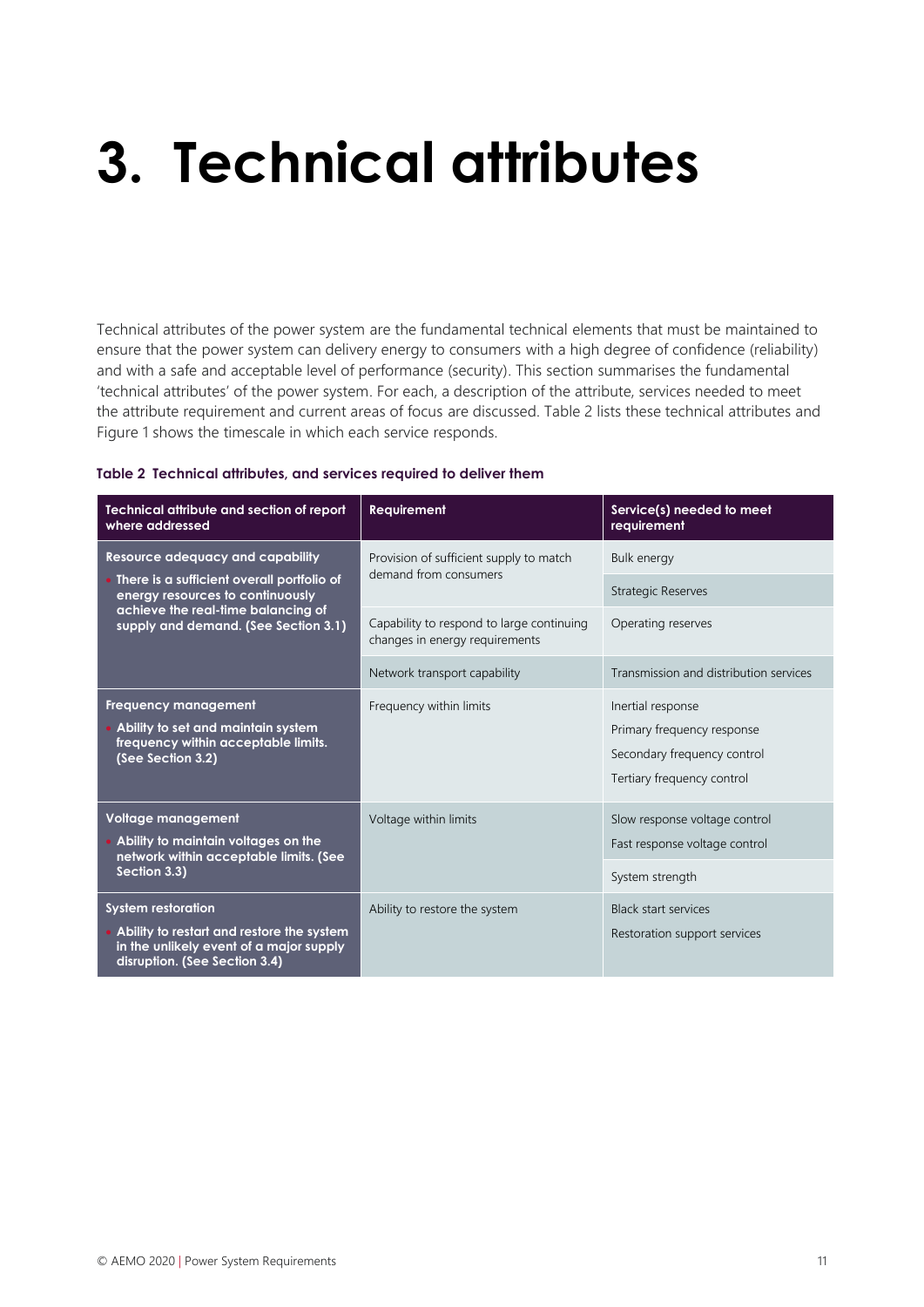# 3. Technical attributes

Technical attributes of the power system are the fundamental technical elements that must be maintained to ensure that the power system can delivery energy to consumers with a high degree of confidence (reliability) and with a safe and acceptable level of performance (security). This section summarises the fundamental 'technical attributes' of the power system. For each, a description of the attribute, services needed to meet the attribute requirement and current areas of focus are discussed. Table 2 lists these technical attributes and Figure 1 shows the timescale in which each service responds.

**Table 2 Technical attributes, and services required to deliver them**

| Technical attribute and section of report where addressed | Requirement | Service(s) needed to meet requirement |
|---|---|---|
| **Resource adequacy and capability** • **There is a sufficient overall portfolio of energy resources to continuously achieve the real-time balancing of supply and demand. (See Section 3.1)** | Provision of sufficient supply to match demand from consumers | Bulk energy |
| | | Strategic Reserves |
| | Capability to respond to large continuing changes in energy requirements | Operating reserves |
| | Network transport capability | Transmission and distribution services |
| **Frequency management** • **Ability to set and maintain system frequency within acceptable limits. (See Section 3.2)** | Frequency within limits | Inertial response<br>Primary frequency response<br>Secondary frequency control<br>Tertiary frequency control |
| **Voltage management** • **Ability to maintain voltages on the network within acceptable limits. (See Section 3.3)** | Voltage within limits | Slow response voltage control<br>Fast response voltage control |
| | | System strength |
| **System restoration** • **Ability to restart and restore the system in the unlikely event of a major supply disruption. (See Section 3.4)** | Ability to restore the system | Black start services<br>Restoration support services |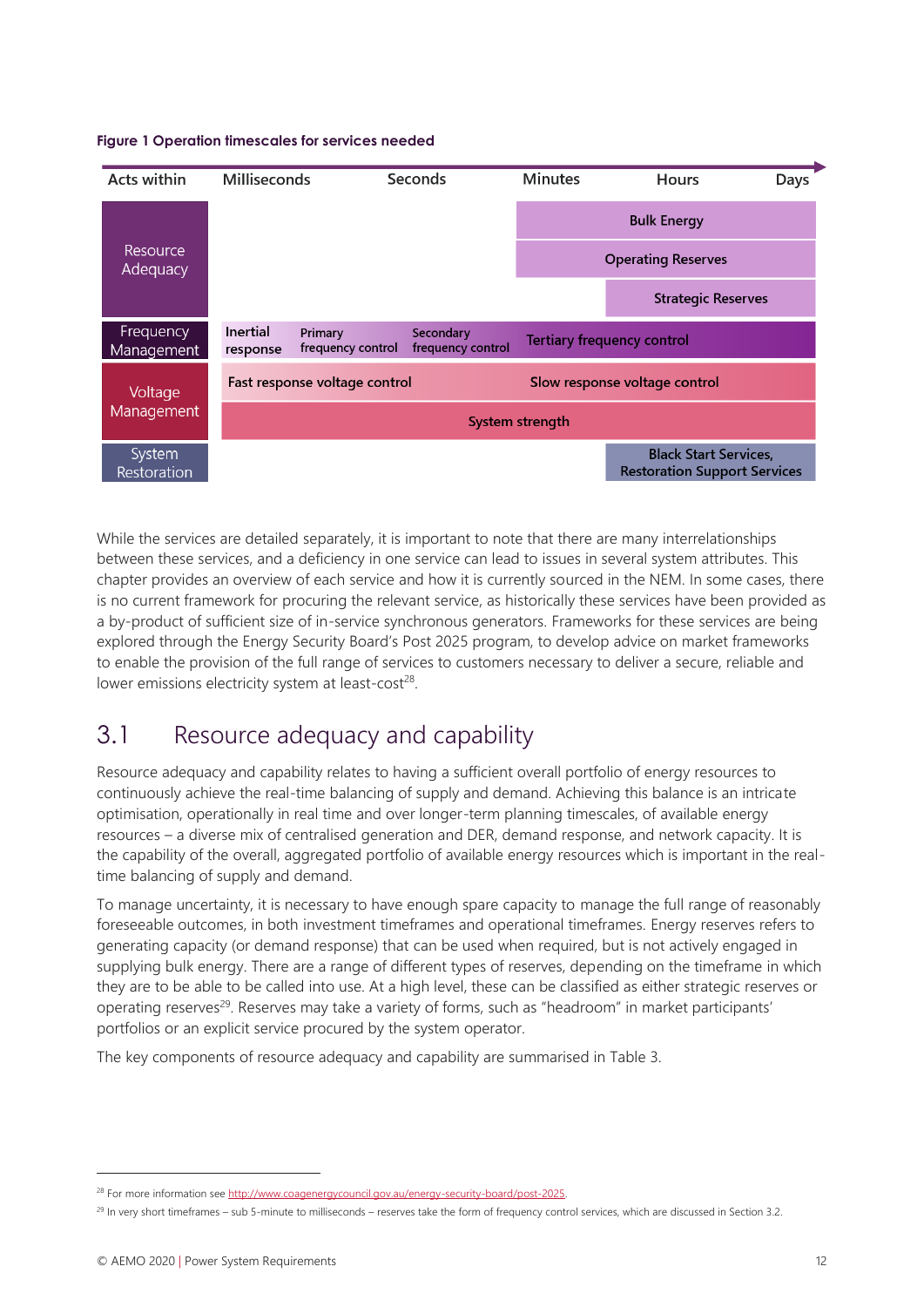**Figure 1 Operation timescales for services needed**

| Acts within | Milliseconds | Seconds | Minutes | Hours | Days |
|---|---|---|---|---|---|
| Resource Adequacy | | | Bulk Energy | | |
| | | | Operating Reserves | | |
| | | | | Strategic Reserves | |
| Frequency Management | Inertial response; Primary frequency control | Secondary frequency control | Tertiary frequency control | | |
| Voltage Management | Fast response voltage control | | Slow response voltage control | | |
| | System strength | | | | |
| System Restoration | | | | Black Start Services, Restoration Support Services | |

While the services are detailed separately, it is important to note that there are many interrelationships between these services, and a deficiency in one service can lead to issues in several system attributes. This chapter provides an overview of each service and how it is currently sourced in the NEM. In some cases, there is no current framework for procuring the relevant service, as historically these services have been provided as a by-product of sufficient size of in-service synchronous generators. Frameworks for these services are being explored through the Energy Security Board's Post 2025 program, to develop advice on market frameworks to enable the provision of the full range of services to customers necessary to deliver a secure, reliable and lower emissions electricity system at least-cost[28].

## 3.1 Resource adequacy and capability

Resource adequacy and capability relates to having a sufficient overall portfolio of energy resources to continuously achieve the real-time balancing of supply and demand. Achieving this balance is an intricate optimisation, operationally in real time and over longer-term planning timescales, of available energy resources – a diverse mix of centralised generation and DER, demand response, and network capacity. It is the capability of the overall, aggregated portfolio of available energy resources which is important in the real-time balancing of supply and demand.

To manage uncertainty, it is necessary to have enough spare capacity to manage the full range of reasonably foreseeable outcomes, in both investment timeframes and operational timeframes. Energy reserves refers to generating capacity (or demand response) that can be used when required, but is not actively engaged in supplying bulk energy. There are a range of different types of reserves, depending on the timeframe in which they are to be able to be called into use. At a high level, these can be classified as either strategic reserves or operating reserves[29]. Reserves may take a variety of forms, such as "headroom" in market participants' portfolios or an explicit service procured by the system operator.

The key components of resource adequacy and capability are summarised in Table 3.

---

[28] For more information see http://www.coagenergycouncil.gov.au/energy-security-board/post-2025.

[29] In very short timeframes – sub 5-minute to milliseconds – reserves take the form of frequency control services, which are discussed in Section 3.2.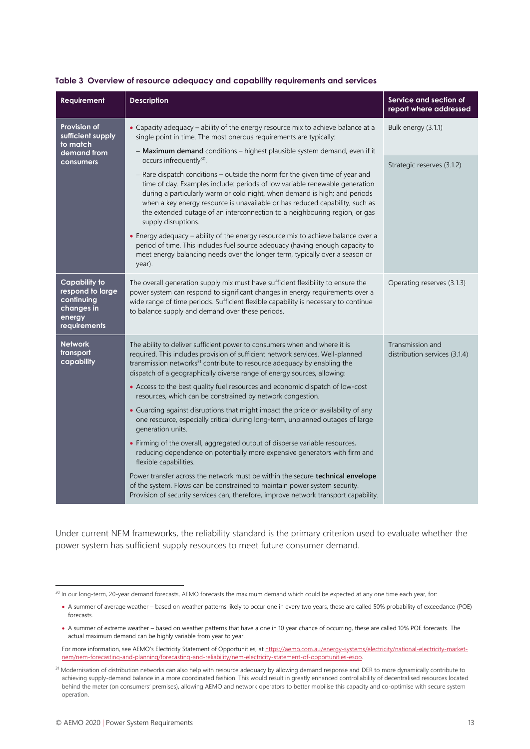**Table 3 Overview of resource adequacy and capability requirements and services**

| Requirement | Description | Service and section of report where addressed |
|---|---|---|
| **Provision of sufficient supply to match demand from consumers** | • Capacity adequacy – ability of the energy resource mix to achieve balance at a single point in time. The most onerous requirements are typically:<br>– **Maximum demand** conditions – highest plausible system demand, even if it occurs infrequently[30].<br>– Rare dispatch conditions – outside the norm for the given time of year and time of day. Examples include: periods of low variable renewable generation during a particularly warm or cold night, when demand is high; and periods when a key energy resource is unavailable or has reduced capability, such as the extended outage of an interconnection to a neighbouring region, or gas supply disruptions.<br>• Energy adequacy – ability of the energy resource mix to achieve balance over a period of time. This includes fuel source adequacy (having enough capacity to meet energy balancing needs over the longer term, typically over a season or year). | Bulk energy (3.1.1)<br><br>Strategic reserves (3.1.2) |
| **Capability to respond to large continuing changes in energy requirements** | The overall generation supply mix must have sufficient flexibility to ensure the power system can respond to significant changes in energy requirements over a wide range of time periods. Sufficient flexible capability is necessary to continue to balance supply and demand over these periods. | Operating reserves (3.1.3) |
| **Network transport capability** | The ability to deliver sufficient power to consumers when and where it is required. This includes provision of sufficient network services. Well-planned transmission networks[31] contribute to resource adequacy by enabling the dispatch of a geographically diverse range of energy sources, allowing:<br>• Access to the best quality fuel resources and economic dispatch of low-cost resources, which can be constrained by network congestion.<br>• Guarding against disruptions that might impact the price or availability of any one resource, especially critical during long-term, unplanned outages of large generation units.<br>• Firming of the overall, aggregated output of disperse variable resources, reducing dependence on potentially more expensive generators with firm and flexible capabilities.<br>Power transfer across the network must be within the secure **technical envelope** of the system. Flows can be constrained to maintain power system security. Provision of security services can, therefore, improve network transport capability. | Transmission and distribution services (3.1.4) |

Under current NEM frameworks, the reliability standard is the primary criterion used to evaluate whether the power system has sufficient supply resources to meet future consumer demand.

---

[30] In our long-term, 20-year demand forecasts, AEMO forecasts the maximum demand which could be expected at any one time each year, for:

- A summer of average weather – based on weather patterns likely to occur one in every two years, these are called 50% probability of exceedance (POE) forecasts.
- A summer of extreme weather – based on weather patterns that have a one in 10 year chance of occurring, these are called 10% POE forecasts. The actual maximum demand can be highly variable from year to year.

For more information, see AEMO's Electricity Statement of Opportunities, at https://aemo.com.au/energy-systems/electricity/national-electricity-market-nem/nem-forecasting-and-planning/forecasting-and-reliability/nem-electricity-statement-of-opportunities-esoo.

[31] Modernisation of distribution networks can also help with resource adequacy by allowing demand response and DER to more dynamically contribute to achieving supply-demand balance in a more coordinated fashion. This would result in greatly enhanced controllability of decentralised resources located behind the meter (on consumers' premises), allowing AEMO and network operators to better mobilise this capacity and co-optimise with secure system operation.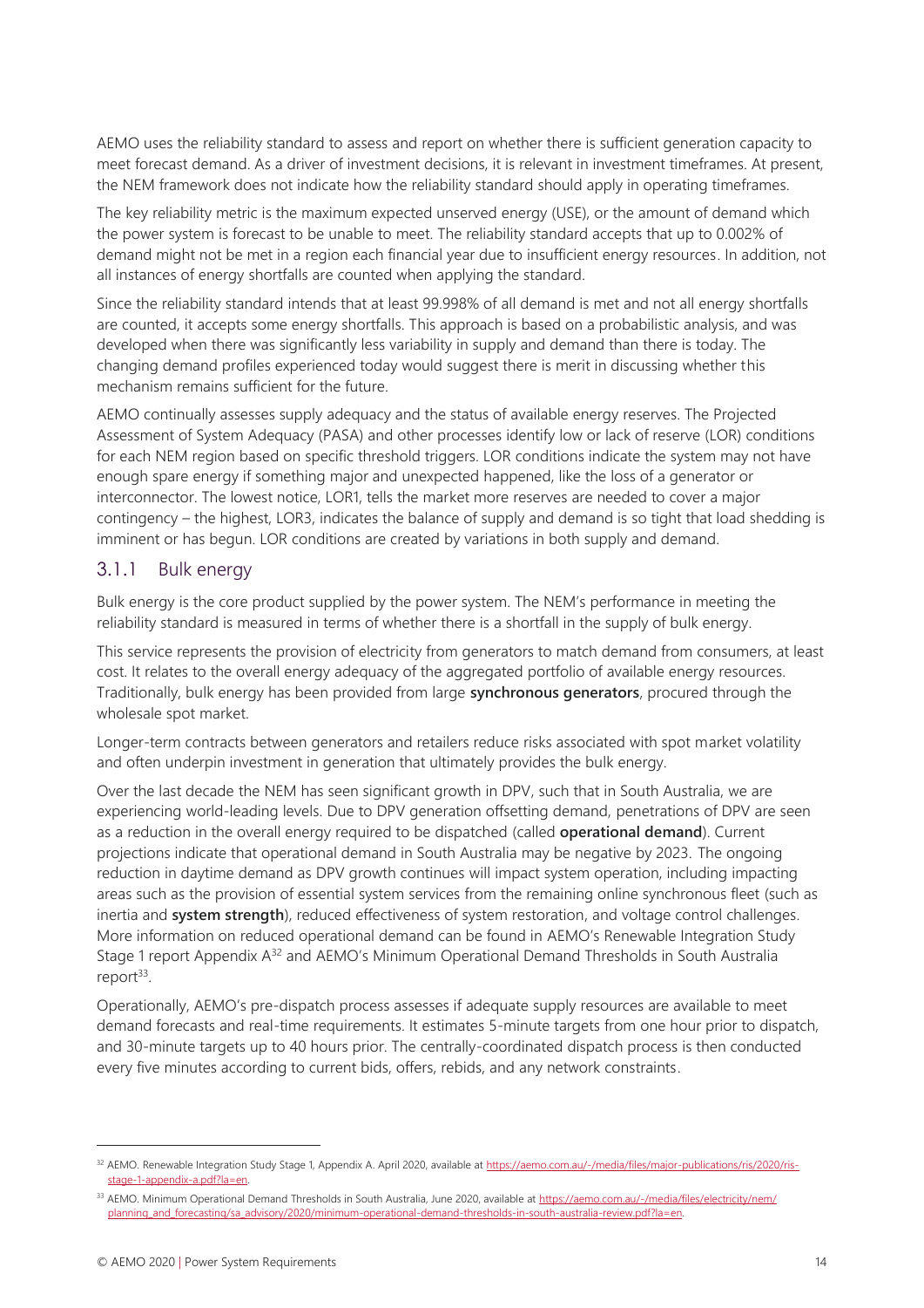AEMO uses the reliability standard to assess and report on whether there is sufficient generation capacity to meet forecast demand. As a driver of investment decisions, it is relevant in investment timeframes. At present, the NEM framework does not indicate how the reliability standard should apply in operating timeframes.

The key reliability metric is the maximum expected unserved energy (USE), or the amount of demand which the power system is forecast to be unable to meet. The reliability standard accepts that up to 0.002% of demand might not be met in a region each financial year due to insufficient energy resources. In addition, not all instances of energy shortfalls are counted when applying the standard.

Since the reliability standard intends that at least 99.998% of all demand is met and not all energy shortfalls are counted, it accepts some energy shortfalls. This approach is based on a probabilistic analysis, and was developed when there was significantly less variability in supply and demand than there is today. The changing demand profiles experienced today would suggest there is merit in discussing whether this mechanism remains sufficient for the future.

AEMO continually assesses supply adequacy and the status of available energy reserves. The Projected Assessment of System Adequacy (PASA) and other processes identify low or lack of reserve (LOR) conditions for each NEM region based on specific threshold triggers. LOR conditions indicate the system may not have enough spare energy if something major and unexpected happened, like the loss of a generator or interconnector. The lowest notice, LOR1, tells the market more reserves are needed to cover a major contingency – the highest, LOR3, indicates the balance of supply and demand is so tight that load shedding is imminent or has begun. LOR conditions are created by variations in both supply and demand.

### 3.1.1 Bulk energy

Bulk energy is the core product supplied by the power system. The NEM's performance in meeting the reliability standard is measured in terms of whether there is a shortfall in the supply of bulk energy.

This service represents the provision of electricity from generators to match demand from consumers, at least cost. It relates to the overall energy adequacy of the aggregated portfolio of available energy resources. Traditionally, bulk energy has been provided from large **synchronous generators**, procured through the wholesale spot market.

Longer-term contracts between generators and retailers reduce risks associated with spot market volatility and often underpin investment in generation that ultimately provides the bulk energy.

Over the last decade the NEM has seen significant growth in DPV, such that in South Australia, we are experiencing world-leading levels. Due to DPV generation offsetting demand, penetrations of DPV are seen as a reduction in the overall energy required to be dispatched (called **operational demand**). Current projections indicate that operational demand in South Australia may be negative by 2023. The ongoing reduction in daytime demand as DPV growth continues will impact system operation, including impacting areas such as the provision of essential system services from the remaining online synchronous fleet (such as inertia and **system strength**), reduced effectiveness of system restoration, and voltage control challenges. More information on reduced operational demand can be found in AEMO's Renewable Integration Study Stage 1 report Appendix A[32] and AEMO's Minimum Operational Demand Thresholds in South Australia report[33].

Operationally, AEMO's pre-dispatch process assesses if adequate supply resources are available to meet demand forecasts and real-time requirements. It estimates 5-minute targets from one hour prior to dispatch, and 30-minute targets up to 40 hours prior. The centrally-coordinated dispatch process is then conducted every five minutes according to current bids, offers, rebids, and any network constraints.

---

[32] AEMO. Renewable Integration Study Stage 1, Appendix A. April 2020, available at https://aemo.com.au/-/media/files/major-publications/ris/2020/ris-stage-1-appendix-a.pdf?la=en.

[33] AEMO. Minimum Operational Demand Thresholds in South Australia, June 2020, available at https://aemo.com.au/-/media/files/electricity/nem/planning_and_forecasting/sa_advisory/2020/minimum-operational-demand-thresholds-in-south-australia-review.pdf?la=en.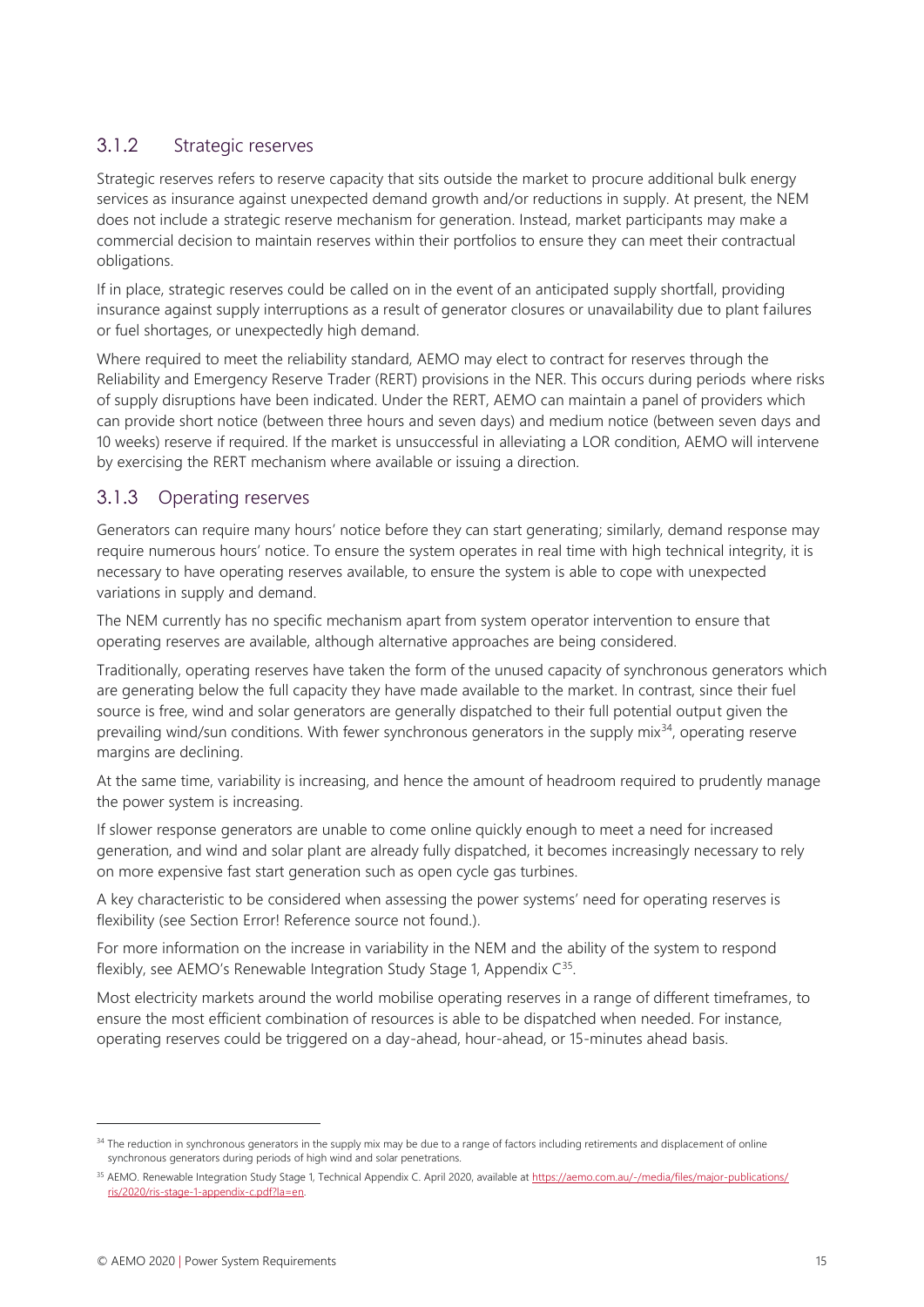### 3.1.2 Strategic reserves

Strategic reserves refers to reserve capacity that sits outside the market to procure additional bulk energy services as insurance against unexpected demand growth and/or reductions in supply. At present, the NEM does not include a strategic reserve mechanism for generation. Instead, market participants may make a commercial decision to maintain reserves within their portfolios to ensure they can meet their contractual obligations.

If in place, strategic reserves could be called on in the event of an anticipated supply shortfall, providing insurance against supply interruptions as a result of generator closures or unavailability due to plant failures or fuel shortages, or unexpectedly high demand.

Where required to meet the reliability standard, AEMO may elect to contract for reserves through the Reliability and Emergency Reserve Trader (RERT) provisions in the NER. This occurs during periods where risks of supply disruptions have been indicated. Under the RERT, AEMO can maintain a panel of providers which can provide short notice (between three hours and seven days) and medium notice (between seven days and 10 weeks) reserve if required. If the market is unsuccessful in alleviating a LOR condition, AEMO will intervene by exercising the RERT mechanism where available or issuing a direction.

### 3.1.3 Operating reserves

Generators can require many hours' notice before they can start generating; similarly, demand response may require numerous hours' notice. To ensure the system operates in real time with high technical integrity, it is necessary to have operating reserves available, to ensure the system is able to cope with unexpected variations in supply and demand.

The NEM currently has no specific mechanism apart from system operator intervention to ensure that operating reserves are available, although alternative approaches are being considered.

Traditionally, operating reserves have taken the form of the unused capacity of synchronous generators which are generating below the full capacity they have made available to the market. In contrast, since their fuel source is free, wind and solar generators are generally dispatched to their full potential output given the prevailing wind/sun conditions. With fewer synchronous generators in the supply mix[34], operating reserve margins are declining.

At the same time, variability is increasing, and hence the amount of headroom required to prudently manage the power system is increasing.

If slower response generators are unable to come online quickly enough to meet a need for increased generation, and wind and solar plant are already fully dispatched, it becomes increasingly necessary to rely on more expensive fast start generation such as open cycle gas turbines.

A key characteristic to be considered when assessing the power systems' need for operating reserves is flexibility (see Section Error! Reference source not found.).

For more information on the increase in variability in the NEM and the ability of the system to respond flexibly, see AEMO's Renewable Integration Study Stage 1, Appendix C[35].

Most electricity markets around the world mobilise operating reserves in a range of different timeframes, to ensure the most efficient combination of resources is able to be dispatched when needed. For instance, operating reserves could be triggered on a day-ahead, hour-ahead, or 15-minutes ahead basis.

---

[34] The reduction in synchronous generators in the supply mix may be due to a range of factors including retirements and displacement of online synchronous generators during periods of high wind and solar penetrations.

[35] AEMO. Renewable Integration Study Stage 1, Technical Appendix C. April 2020, available at https://aemo.com.au/-/media/files/major-publications/ris/2020/ris-stage-1-appendix-c.pdf?la=en.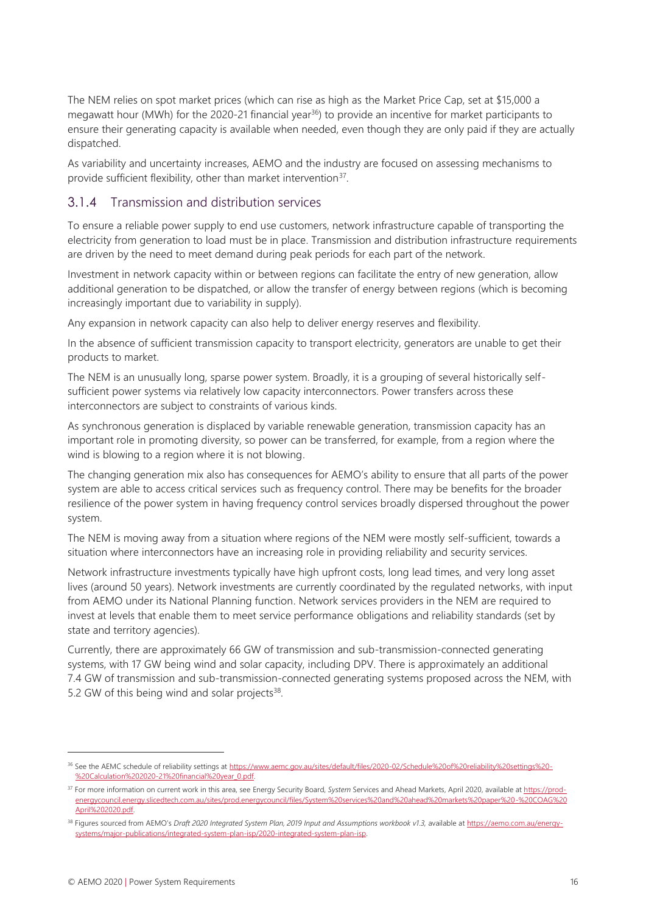The NEM relies on spot market prices (which can rise as high as the Market Price Cap, set at $15,000 a megawatt hour (MWh) for the 2020-21 financial year[36]) to provide an incentive for market participants to ensure their generating capacity is available when needed, even though they are only paid if they are actually dispatched.

As variability and uncertainty increases, AEMO and the industry are focused on assessing mechanisms to provide sufficient flexibility, other than market intervention[37].

### 3.1.4 Transmission and distribution services

To ensure a reliable power supply to end use customers, network infrastructure capable of transporting the electricity from generation to load must be in place. Transmission and distribution infrastructure requirements are driven by the need to meet demand during peak periods for each part of the network.

Investment in network capacity within or between regions can facilitate the entry of new generation, allow additional generation to be dispatched, or allow the transfer of energy between regions (which is becoming increasingly important due to variability in supply).

Any expansion in network capacity can also help to deliver energy reserves and flexibility.

In the absence of sufficient transmission capacity to transport electricity, generators are unable to get their products to market.

The NEM is an unusually long, sparse power system. Broadly, it is a grouping of several historically self-sufficient power systems via relatively low capacity interconnectors. Power transfers across these interconnectors are subject to constraints of various kinds.

As synchronous generation is displaced by variable renewable generation, transmission capacity has an important role in promoting diversity, so power can be transferred, for example, from a region where the wind is blowing to a region where it is not blowing.

The changing generation mix also has consequences for AEMO's ability to ensure that all parts of the power system are able to access critical services such as frequency control. There may be benefits for the broader resilience of the power system in having frequency control services broadly dispersed throughout the power system.

The NEM is moving away from a situation where regions of the NEM were mostly self-sufficient, towards a situation where interconnectors have an increasing role in providing reliability and security services.

Network infrastructure investments typically have high upfront costs, long lead times, and very long asset lives (around 50 years). Network investments are currently coordinated by the regulated networks, with input from AEMO under its National Planning function. Network services providers in the NEM are required to invest at levels that enable them to meet service performance obligations and reliability standards (set by state and territory agencies).

Currently, there are approximately 66 GW of transmission and sub-transmission-connected generating systems, with 17 GW being wind and solar capacity, including DPV. There is approximately an additional 7.4 GW of transmission and sub-transmission-connected generating systems proposed across the NEM, with 5.2 GW of this being wind and solar projects[38].

---

[36] See the AEMC schedule of reliability settings at https://www.aemc.gov.au/sites/default/files/2020-02/Schedule%20of%20reliability%20settings%20-%20Calculation%202020-21%20financial%20year_0.pdf.

[37] For more information on current work in this area, see Energy Security Board, *System* Services and Ahead Markets, April 2020, available at https://prod-energycouncil.energy.slicedtech.com.au/sites/prod.energycouncil/files/System%20services%20and%20ahead%20markets%20paper%20-%20COAG%20April%202020.pdf.

[38] Figures sourced from AEMO's *Draft 2020 Integrated System Plan, 2019 Input and Assumptions workbook v1.3*, available at https://aemo.com.au/energy-systems/major-publications/integrated-system-plan-isp/2020-integrated-system-plan-isp.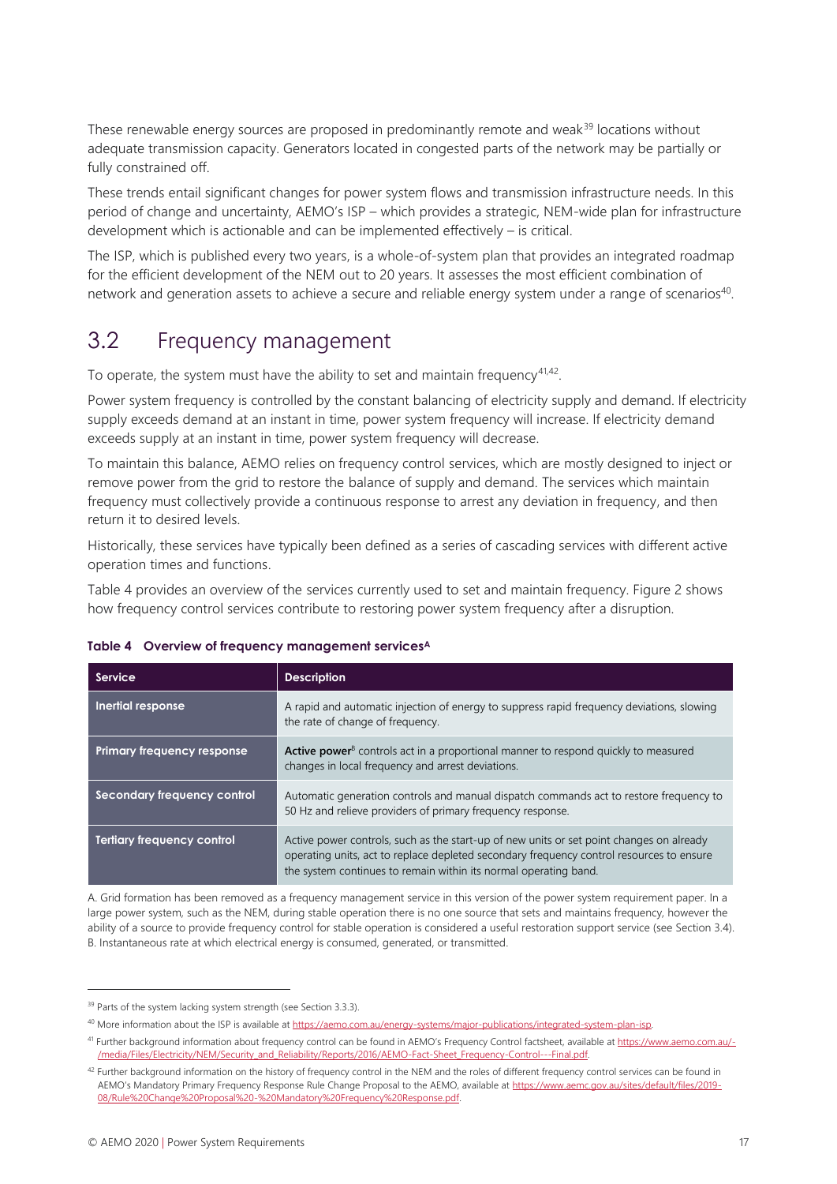These renewable energy sources are proposed in predominantly remote and weak[39] locations without adequate transmission capacity. Generators located in congested parts of the network may be partially or fully constrained off.

These trends entail significant changes for power system flows and transmission infrastructure needs. In this period of change and uncertainty, AEMO's ISP – which provides a strategic, NEM-wide plan for infrastructure development which is actionable and can be implemented effectively – is critical.

The ISP, which is published every two years, is a whole-of-system plan that provides an integrated roadmap for the efficient development of the NEM out to 20 years. It assesses the most efficient combination of network and generation assets to achieve a secure and reliable energy system under a range of scenarios[40].

## 3.2 Frequency management

To operate, the system must have the ability to set and maintain frequency[41,42].

Power system frequency is controlled by the constant balancing of electricity supply and demand. If electricity supply exceeds demand at an instant in time, power system frequency will increase. If electricity demand exceeds supply at an instant in time, power system frequency will decrease.

To maintain this balance, AEMO relies on frequency control services, which are mostly designed to inject or remove power from the grid to restore the balance of supply and demand. The services which maintain frequency must collectively provide a continuous response to arrest any deviation in frequency, and then return it to desired levels.

Historically, these services have typically been defined as a series of cascading services with different active operation times and functions.

Table 4 provides an overview of the services currently used to set and maintain frequency. Figure 2 shows how frequency control services contribute to restoring power system frequency after a disruption.

**Table 4 Overview of frequency management services[A]**

| Service | Description |
| --- | --- |
| **Inertial response** | A rapid and automatic injection of energy to suppress rapid frequency deviations, slowing the rate of change of frequency. |
| **Primary frequency response** | **Active power**[B] controls act in a proportional manner to respond quickly to measured changes in local frequency and arrest deviations. |
| **Secondary frequency control** | Automatic generation controls and manual dispatch commands act to restore frequency to 50 Hz and relieve providers of primary frequency response. |
| **Tertiary frequency control** | Active power controls, such as the start-up of new units or set point changes on already operating units, act to replace depleted secondary frequency control resources to ensure the system continues to remain within its normal operating band. |

A. Grid formation has been removed as a frequency management service in this version of the power system requirement paper. In a large power system, such as the NEM, during stable operation there is no one source that sets and maintains frequency, however the ability of a source to provide frequency control for stable operation is considered a useful restoration support service (see Section 3.4).
B. Instantaneous rate at which electrical energy is consumed, generated, or transmitted.

---

[39] Parts of the system lacking system strength (see Section 3.3.3).

[40] More information about the ISP is available at https://aemo.com.au/energy-systems/major-publications/integrated-system-plan-isp.

[41] Further background information about frequency control can be found in AEMO's Frequency Control factsheet, available at https://www.aemo.com.au/-/media/Files/Electricity/NEM/Security_and_Reliability/Reports/2016/AEMO-Fact-Sheet_Frequency-Control---Final.pdf.

[42] Further background information on the history of frequency control in the NEM and the roles of different frequency control services can be found in AEMO's Mandatory Primary Frequency Response Rule Change Proposal to the AEMO, available at https://www.aemc.gov.au/sites/default/files/2019-08/Rule%20Change%20Proposal%20-%20Mandatory%20Frequency%20Response.pdf.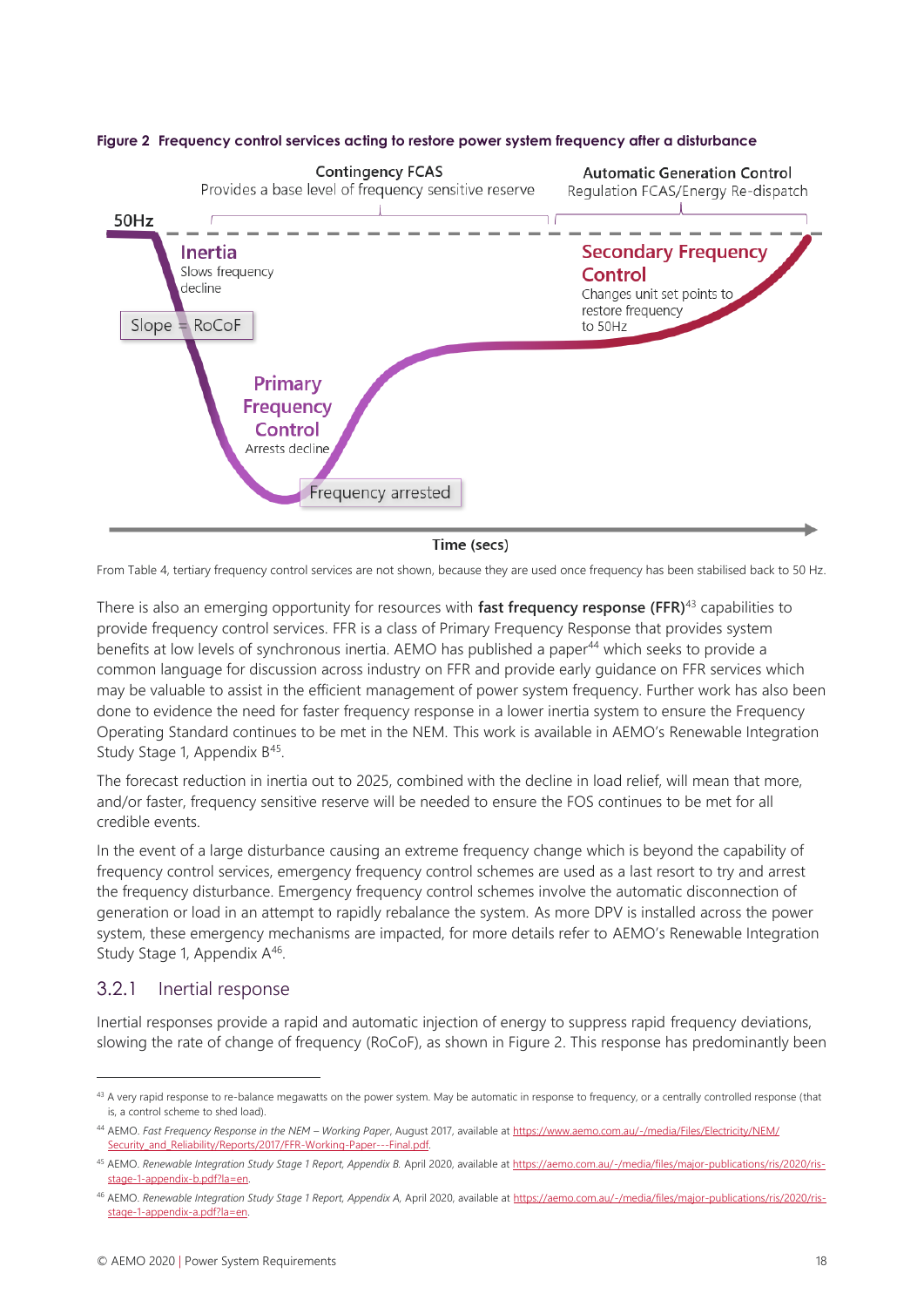**Figure 2 Frequency control services acting to restore power system frequency after a disturbance**

From Table 4, tertiary frequency control services are not shown, because they are used once frequency has been stabilised back to 50 Hz.

There is also an emerging opportunity for resources with **fast frequency response (FFR)**[43] capabilities to provide frequency control services. FFR is a class of Primary Frequency Response that provides system benefits at low levels of synchronous inertia. AEMO has published a paper[44] which seeks to provide a common language for discussion across industry on FFR and provide early guidance on FFR services which may be valuable to assist in the efficient management of power system frequency. Further work has also been done to evidence the need for faster frequency response in a lower inertia system to ensure the Frequency Operating Standard continues to be met in the NEM. This work is available in AEMO's Renewable Integration Study Stage 1, Appendix B[45].

The forecast reduction in inertia out to 2025, combined with the decline in load relief, will mean that more, and/or faster, frequency sensitive reserve will be needed to ensure the FOS continues to be met for all credible events.

In the event of a large disturbance causing an extreme frequency change which is beyond the capability of frequency control services, emergency frequency control schemes are used as a last resort to try and arrest the frequency disturbance. Emergency frequency control schemes involve the automatic disconnection of generation or load in an attempt to rapidly rebalance the system. As more DPV is installed across the power system, these emergency mechanisms are impacted, for more details refer to AEMO's Renewable Integration Study Stage 1, Appendix A[46].

### 3.2.1 Inertial response

Inertial responses provide a rapid and automatic injection of energy to suppress rapid frequency deviations, slowing the rate of change of frequency (RoCoF), as shown in Figure 2. This response has predominantly been

---

[43] A very rapid response to re-balance megawatts on the power system. May be automatic in response to frequency, or a centrally controlled response (that is, a control scheme to shed load).

[44] AEMO. *Fast Frequency Response in the NEM – Working Paper*, August 2017, available at https://www.aemo.com.au/-/media/Files/Electricity/NEM/Security_and_Reliability/Reports/2017/FFR-Working-Paper---Final.pdf.

[45] AEMO. *Renewable Integration Study Stage 1 Report, Appendix B*. April 2020, available at https://aemo.com.au/-/media/files/major-publications/ris/2020/ris-stage-1-appendix-b.pdf?la=en.

[46] AEMO. *Renewable Integration Study Stage 1 Report, Appendix A*, April 2020, available at https://aemo.com.au/-/media/files/major-publications/ris/2020/ris-stage-1-appendix-a.pdf?la=en.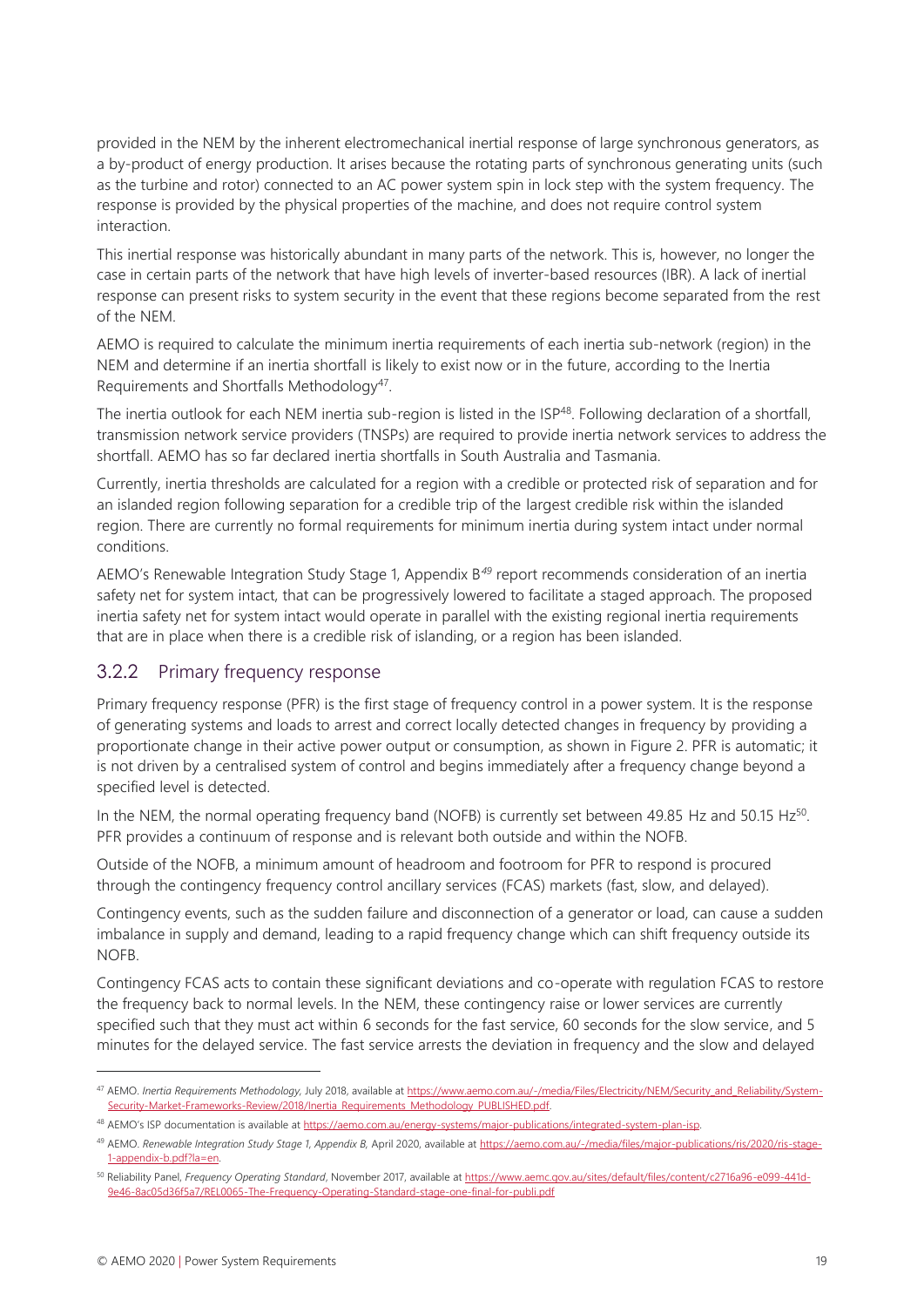provided in the NEM by the inherent electromechanical inertial response of large synchronous generators, as a by-product of energy production. It arises because the rotating parts of synchronous generating units (such as the turbine and rotor) connected to an AC power system spin in lock step with the system frequency. The response is provided by the physical properties of the machine, and does not require control system interaction.

This inertial response was historically abundant in many parts of the network. This is, however, no longer the case in certain parts of the network that have high levels of inverter-based resources (IBR). A lack of inertial response can present risks to system security in the event that these regions become separated from the rest of the NEM.

AEMO is required to calculate the minimum inertia requirements of each inertia sub-network (region) in the NEM and determine if an inertia shortfall is likely to exist now or in the future, according to the Inertia Requirements and Shortfalls Methodology[47].

The inertia outlook for each NEM inertia sub-region is listed in the ISP[48]. Following declaration of a shortfall, transmission network service providers (TNSPs) are required to provide inertia network services to address the shortfall. AEMO has so far declared inertia shortfalls in South Australia and Tasmania.

Currently, inertia thresholds are calculated for a region with a credible or protected risk of separation and for an islanded region following separation for a credible trip of the largest credible risk within the islanded region. There are currently no formal requirements for minimum inertia during system intact under normal conditions.

AEMO's Renewable Integration Study Stage 1, Appendix B[49] report recommends consideration of an inertia safety net for system intact, that can be progressively lowered to facilitate a staged approach. The proposed inertia safety net for system intact would operate in parallel with the existing regional inertia requirements that are in place when there is a credible risk of islanding, or a region has been islanded.

### 3.2.2 Primary frequency response

Primary frequency response (PFR) is the first stage of frequency control in a power system. It is the response of generating systems and loads to arrest and correct locally detected changes in frequency by providing a proportionate change in their active power output or consumption, as shown in Figure 2. PFR is automatic; it is not driven by a centralised system of control and begins immediately after a frequency change beyond a specified level is detected.

In the NEM, the normal operating frequency band (NOFB) is currently set between 49.85 Hz and 50.15 Hz[50]. PFR provides a continuum of response and is relevant both outside and within the NOFB.

Outside of the NOFB, a minimum amount of headroom and footroom for PFR to respond is procured through the contingency frequency control ancillary services (FCAS) markets (fast, slow, and delayed).

Contingency events, such as the sudden failure and disconnection of a generator or load, can cause a sudden imbalance in supply and demand, leading to a rapid frequency change which can shift frequency outside its NOFB.

Contingency FCAS acts to contain these significant deviations and co-operate with regulation FCAS to restore the frequency back to normal levels. In the NEM, these contingency raise or lower services are currently specified such that they must act within 6 seconds for the fast service, 60 seconds for the slow service, and 5 minutes for the delayed service. The fast service arrests the deviation in frequency and the slow and delayed

---

[47] AEMO. *Inertia Requirements Methodology*, July 2018, available at https://www.aemo.com.au/-/media/Files/Electricity/NEM/Security_and_Reliability/System-Security-Market-Frameworks-Review/2018/Inertia_Requirements_Methodology_PUBLISHED.pdf.

[48] AEMO's ISP documentation is available at https://aemo.com.au/energy-systems/major-publications/integrated-system-plan-isp.

[49] AEMO. *Renewable Integration Study Stage 1, Appendix B*, April 2020, available at https://aemo.com.au/-/media/files/major-publications/ris/2020/ris-stage-1-appendix-b.pdf?la=en.

[50] Reliability Panel, *Frequency Operating Standard*, November 2017, available at https://www.aemc.gov.au/sites/default/files/content/c2716a96-e099-441d-9e46-8ac05d36f5a7/REL0065-The-Frequency-Operating-Standard-stage-one-final-for-publi.pdf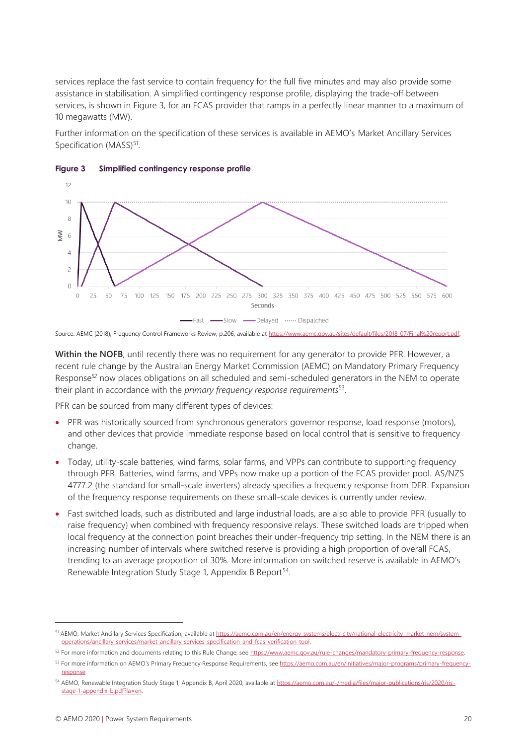services replace the fast service to contain frequency for the full five minutes and may also provide some assistance in stabilisation. A simplified contingency response profile, displaying the trade-off between services, is shown in Figure 3, for an FCAS provider that ramps in a perfectly linear manner to a maximum of 10 megawatts (MW).

Further information on the specification of these services is available in AEMO's Market Ancillary Services Specification (MASS)[51].

**Figure 3 Simplified contingency response profile**

Source: AEMC (2018), Frequency Control Frameworks Review, p.206, available at https://www.aemc.gov.au/sites/default/files/2018-07/Final%20report.pdf.

**Within the NOFB**, until recently there was no requirement for any generator to provide PFR. However, a recent rule change by the Australian Energy Market Commission (AEMC) on Mandatory Primary Frequency Response[52] now places obligations on all scheduled and semi-scheduled generators in the NEM to operate their plant in accordance with the *primary frequency response requirements*[53].

PFR can be sourced from many different types of devices:

- PFR was historically sourced from synchronous generators governor response, load response (motors), and other devices that provide immediate response based on local control that is sensitive to frequency change.
- Today, utility-scale batteries, wind farms, solar farms, and VPPs can contribute to supporting frequency through PFR. Batteries, wind farms, and VPPs now make up a portion of the FCAS provider pool. AS/NZS 4777.2 (the standard for small-scale inverters) already specifies a frequency response from DER. Expansion of the frequency response requirements on these small-scale devices is currently under review.
- Fast switched loads, such as distributed and large industrial loads, are also able to provide PFR (usually to raise frequency) when combined with frequency responsive relays. These switched loads are tripped when local frequency at the connection point breaches their under-frequency trip setting. In the NEM there is an increasing number of intervals where switched reserve is providing a high proportion of overall FCAS, trending to an average proportion of 30%. More information on switched reserve is available in AEMO's Renewable Integration Study Stage 1, Appendix B Report[54].

---

[51] AEMO, Market Ancillary Services Specification, available at https://aemo.com.au/en/energy-systems/electricity/national-electricity-market-nem/system-operations/ancillary-services/market-ancillary-services-specification-and-fcas-verification-tool.

[52] For more information and documents relating to this Rule Change, see https://www.aemc.gov.au/rule-changes/mandatory-primary-frequency-response.

[53] For more information on AEMO's Primary Frequency Response Requirements, see https://aemo.com.au/en/initiatives/major-programs/primary-frequency-response.

[54] AEMO, Renewable Integration Study Stage 1, Appendix B, April 2020, available at https://aemo.com.au/-/media/files/major-publications/ris/2020/ris-stage-1-appendix-b.pdf?la=en.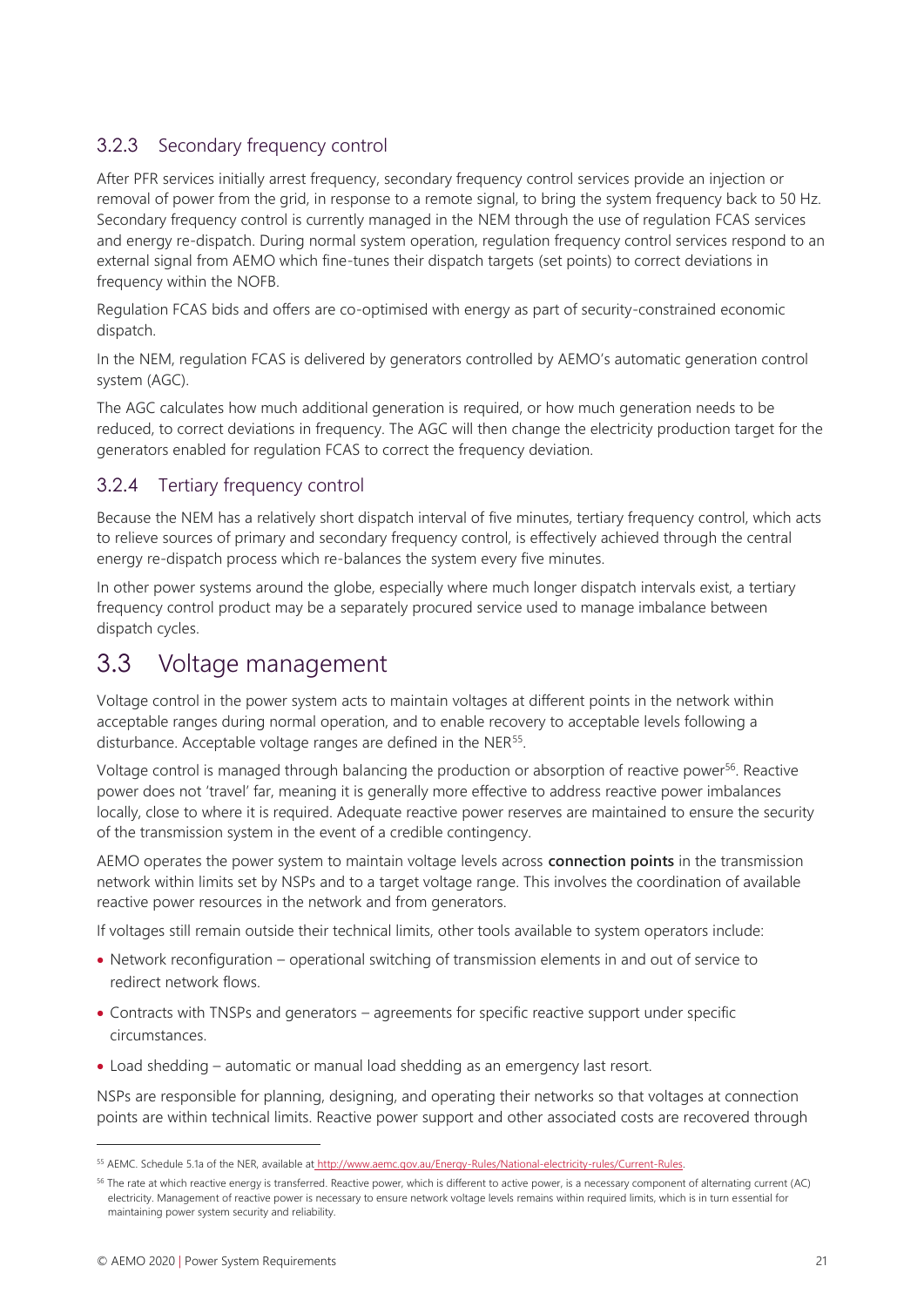### 3.2.3 Secondary frequency control

After PFR services initially arrest frequency, secondary frequency control services provide an injection or removal of power from the grid, in response to a remote signal, to bring the system frequency back to 50 Hz. Secondary frequency control is currently managed in the NEM through the use of regulation FCAS services and energy re-dispatch. During normal system operation, regulation frequency control services respond to an external signal from AEMO which fine-tunes their dispatch targets (set points) to correct deviations in frequency within the NOFB.

Regulation FCAS bids and offers are co-optimised with energy as part of security-constrained economic dispatch.

In the NEM, regulation FCAS is delivered by generators controlled by AEMO's automatic generation control system (AGC).

The AGC calculates how much additional generation is required, or how much generation needs to be reduced, to correct deviations in frequency. The AGC will then change the electricity production target for the generators enabled for regulation FCAS to correct the frequency deviation.

### 3.2.4 Tertiary frequency control

Because the NEM has a relatively short dispatch interval of five minutes, tertiary frequency control, which acts to relieve sources of primary and secondary frequency control, is effectively achieved through the central energy re-dispatch process which re-balances the system every five minutes.

In other power systems around the globe, especially where much longer dispatch intervals exist, a tertiary frequency control product may be a separately procured service used to manage imbalance between dispatch cycles.

## 3.3 Voltage management

Voltage control in the power system acts to maintain voltages at different points in the network within acceptable ranges during normal operation, and to enable recovery to acceptable levels following a disturbance. Acceptable voltage ranges are defined in the NER[55].

Voltage control is managed through balancing the production or absorption of reactive power[56]. Reactive power does not 'travel' far, meaning it is generally more effective to address reactive power imbalances locally, close to where it is required. Adequate reactive power reserves are maintained to ensure the security of the transmission system in the event of a credible contingency.

AEMO operates the power system to maintain voltage levels across **connection points** in the transmission network within limits set by NSPs and to a target voltage range. This involves the coordination of available reactive power resources in the network and from generators.

If voltages still remain outside their technical limits, other tools available to system operators include:

- Network reconfiguration – operational switching of transmission elements in and out of service to redirect network flows.
- Contracts with TNSPs and generators – agreements for specific reactive support under specific circumstances.
- Load shedding – automatic or manual load shedding as an emergency last resort.

NSPs are responsible for planning, designing, and operating their networks so that voltages at connection points are within technical limits. Reactive power support and other associated costs are recovered through

---

[55] AEMC. Schedule 5.1a of the NER, available at http://www.aemc.gov.au/Energy-Rules/National-electricity-rules/Current-Rules.

[56] The rate at which reactive energy is transferred. Reactive power, which is different to active power, is a necessary component of alternating current (AC) electricity. Management of reactive power is necessary to ensure network voltage levels remains within required limits, which is in turn essential for maintaining power system security and reliability.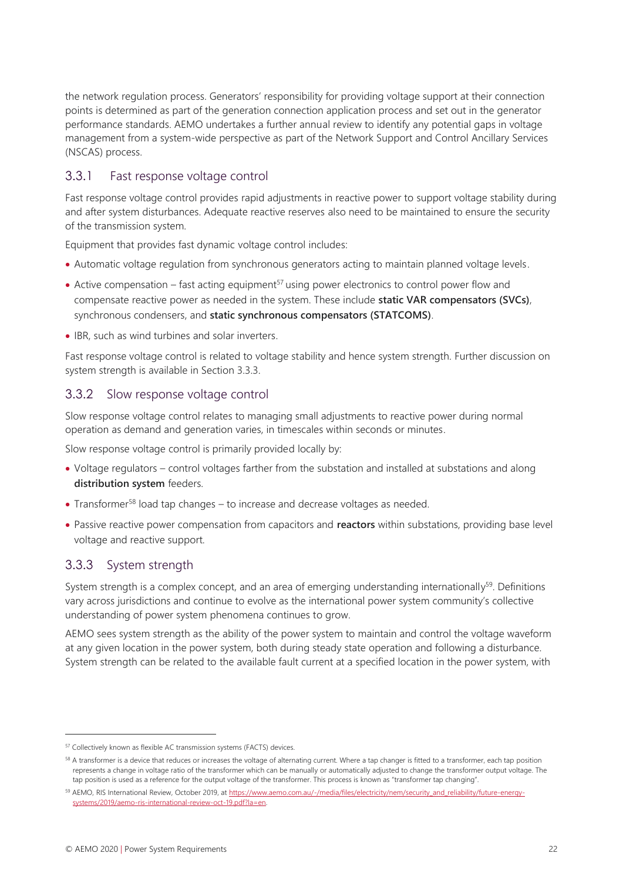the network regulation process. Generators' responsibility for providing voltage support at their connection points is determined as part of the generation connection application process and set out in the generator performance standards. AEMO undertakes a further annual review to identify any potential gaps in voltage management from a system-wide perspective as part of the Network Support and Control Ancillary Services (NSCAS) process.

### 3.3.1 Fast response voltage control

Fast response voltage control provides rapid adjustments in reactive power to support voltage stability during and after system disturbances. Adequate reactive reserves also need to be maintained to ensure the security of the transmission system.

Equipment that provides fast dynamic voltage control includes:

- Automatic voltage regulation from synchronous generators acting to maintain planned voltage levels.
- Active compensation – fast acting equipment[57] using power electronics to control power flow and compensate reactive power as needed in the system. These include **static VAR compensators (SVCs)**, synchronous condensers, and **static synchronous compensators (STATCOMS)**.
- IBR, such as wind turbines and solar inverters.

Fast response voltage control is related to voltage stability and hence system strength. Further discussion on system strength is available in Section 3.3.3.

### 3.3.2 Slow response voltage control

Slow response voltage control relates to managing small adjustments to reactive power during normal operation as demand and generation varies, in timescales within seconds or minutes.

Slow response voltage control is primarily provided locally by:

- Voltage regulators – control voltages farther from the substation and installed at substations and along **distribution system** feeders.
- Transformer[58] load tap changes – to increase and decrease voltages as needed.
- Passive reactive power compensation from capacitors and **reactors** within substations, providing base level voltage and reactive support.

### 3.3.3 System strength

System strength is a complex concept, and an area of emerging understanding internationally[59]. Definitions vary across jurisdictions and continue to evolve as the international power system community's collective understanding of power system phenomena continues to grow.

AEMO sees system strength as the ability of the power system to maintain and control the voltage waveform at any given location in the power system, both during steady state operation and following a disturbance. System strength can be related to the available fault current at a specified location in the power system, with

---

[57] Collectively known as flexible AC transmission systems (FACTS) devices.

[58] A transformer is a device that reduces or increases the voltage of alternating current. Where a tap changer is fitted to a transformer, each tap position represents a change in voltage ratio of the transformer which can be manually or automatically adjusted to change the transformer output voltage. The tap position is used as a reference for the output voltage of the transformer. This process is known as "transformer tap changing".

[59] AEMO, RIS International Review, October 2019, at https://www.aemo.com.au/-/media/files/electricity/nem/security_and_reliability/future-energy-systems/2019/aemo-ris-international-review-oct-19.pdf?la=en.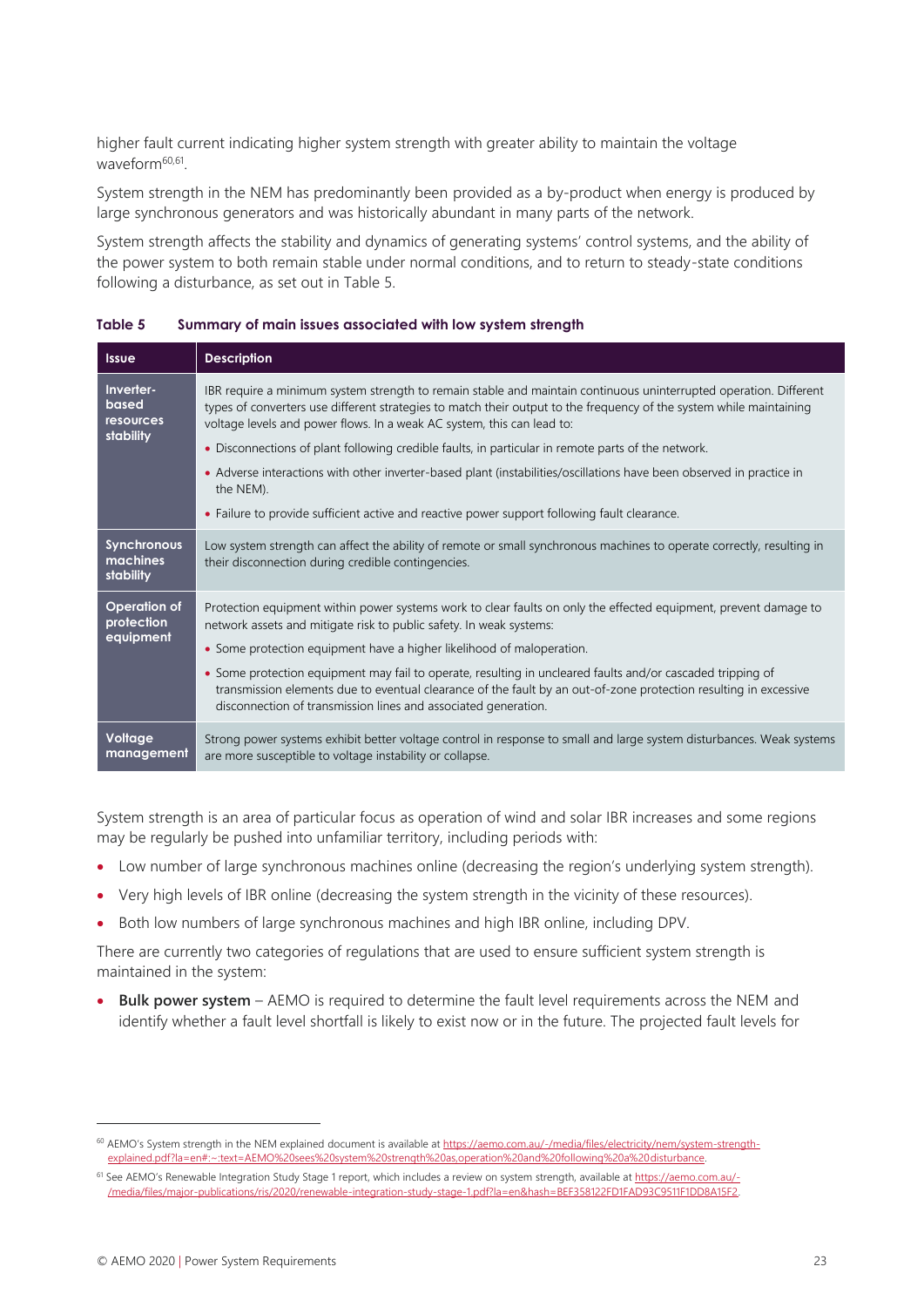higher fault current indicating higher system strength with greater ability to maintain the voltage waveform[60,61].

System strength in the NEM has predominantly been provided as a by-product when energy is produced by large synchronous generators and was historically abundant in many parts of the network.

System strength affects the stability and dynamics of generating systems' control systems, and the ability of the power system to both remain stable under normal conditions, and to return to steady-state conditions following a disturbance, as set out in Table 5.

**Table 5 Summary of main issues associated with low system strength**

| Issue | Description |
|---|---|
| **Inverter-based resources stability** | IBR require a minimum system strength to remain stable and maintain continuous uninterrupted operation. Different types of converters use different strategies to match their output to the frequency of the system while maintaining voltage levels and power flows. In a weak AC system, this can lead to:<br>• Disconnections of plant following credible faults, in particular in remote parts of the network.<br>• Adverse interactions with other inverter-based plant (instabilities/oscillations have been observed in practice in the NEM).<br>• Failure to provide sufficient active and reactive power support following fault clearance. |
| **Synchronous machines stability** | Low system strength can affect the ability of remote or small synchronous machines to operate correctly, resulting in their disconnection during credible contingencies. |
| **Operation of protection equipment** | Protection equipment within power systems work to clear faults on only the effected equipment, prevent damage to network assets and mitigate risk to public safety. In weak systems:<br>• Some protection equipment have a higher likelihood of maloperation.<br>• Some protection equipment may fail to operate, resulting in uncleared faults and/or cascaded tripping of transmission elements due to eventual clearance of the fault by an out-of-zone protection resulting in excessive disconnection of transmission lines and associated generation. |
| **Voltage management** | Strong power systems exhibit better voltage control in response to small and large system disturbances. Weak systems are more susceptible to voltage instability or collapse. |

System strength is an area of particular focus as operation of wind and solar IBR increases and some regions may be regularly be pushed into unfamiliar territory, including periods with:

- Low number of large synchronous machines online (decreasing the region's underlying system strength).
- Very high levels of IBR online (decreasing the system strength in the vicinity of these resources).
- Both low numbers of large synchronous machines and high IBR online, including DPV.

There are currently two categories of regulations that are used to ensure sufficient system strength is maintained in the system:

- **Bulk power system** – AEMO is required to determine the fault level requirements across the NEM and identify whether a fault level shortfall is likely to exist now or in the future. The projected fault levels for

---

[60] AEMO's System strength in the NEM explained document is available at https://aemo.com.au/-/media/files/electricity/nem/system-strength-explained.pdf?la=en#:~:text=AEMO%20sees%20system%20strength%20as,operation%20and%20following%20a%20disturbance.

[61] See AEMO's Renewable Integration Study Stage 1 report, which includes a review on system strength, available at https://aemo.com.au/-/media/files/major-publications/ris/2020/renewable-integration-study-stage-1.pdf?la=en&hash=BEF358122FD1FAD93C9511F1DD8A15F2.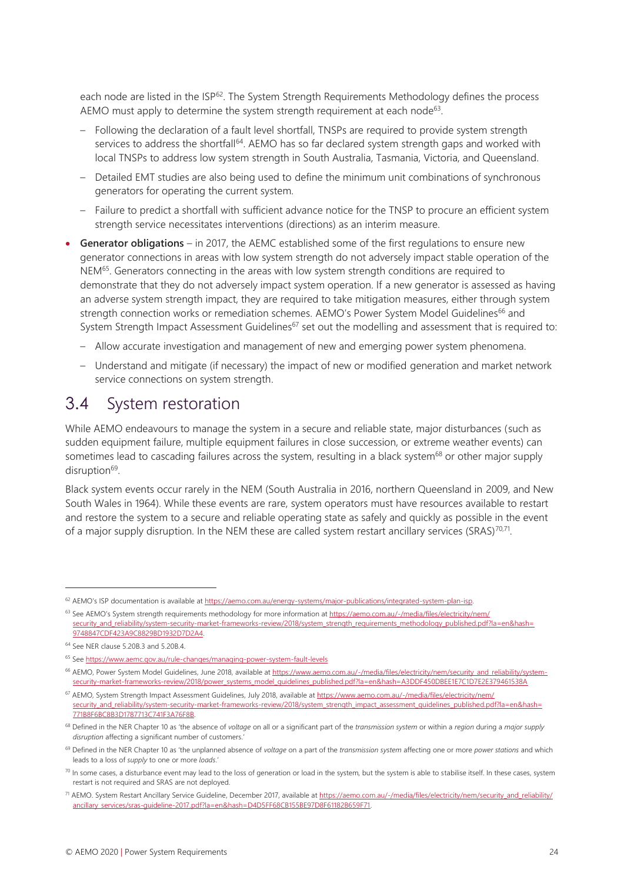each node are listed in the ISP[62]. The System Strength Requirements Methodology defines the process AEMO must apply to determine the system strength requirement at each node[63].

  - Following the declaration of a fault level shortfall, TNSPs are required to provide system strength services to address the shortfall[64]. AEMO has so far declared system strength gaps and worked with local TNSPs to address low system strength in South Australia, Tasmania, Victoria, and Queensland.
  - Detailed EMT studies are also being used to define the minimum unit combinations of synchronous generators for operating the current system.
  - Failure to predict a shortfall with sufficient advance notice for the TNSP to procure an efficient system strength service necessitates interventions (directions) as an interim measure.

- **Generator obligations** – in 2017, the AEMC established some of the first regulations to ensure new generator connections in areas with low system strength do not adversely impact stable operation of the NEM[65]. Generators connecting in the areas with low system strength conditions are required to demonstrate that they do not adversely impact system operation. If a new generator is assessed as having an adverse system strength impact, they are required to take mitigation measures, either through system strength connection works or remediation schemes. AEMO's Power System Model Guidelines[66] and System Strength Impact Assessment Guidelines[67] set out the modelling and assessment that is required to:
  - Allow accurate investigation and management of new and emerging power system phenomena.
  - Understand and mitigate (if necessary) the impact of new or modified generation and market network service connections on system strength.

## 3.4 System restoration

While AEMO endeavours to manage the system in a secure and reliable state, major disturbances (such as sudden equipment failure, multiple equipment failures in close succession, or extreme weather events) can sometimes lead to cascading failures across the system, resulting in a black system[68] or other major supply disruption[69].

Black system events occur rarely in the NEM (South Australia in 2016, northern Queensland in 2009, and New South Wales in 1964). While these events are rare, system operators must have resources available to restart and restore the system to a secure and reliable operating state as safely and quickly as possible in the event of a major supply disruption. In the NEM these are called system restart ancillary services (SRAS)[70,71].

---

[62] AEMO's ISP documentation is available at https://aemo.com.au/energy-systems/major-publications/integrated-system-plan-isp.

[63] See AEMO's System strength requirements methodology for more information at https://aemo.com.au/-/media/files/electricity/nem/security_and_reliability/system-security-market-frameworks-review/2018/system_strength_requirements_methodology_published.pdf?la=en&hash=9748847CDF423A9C8829BD1932D7D2A4.

[64] See NER clause 5.20B.3 and 5.20B.4.

[65] See https://www.aemc.gov.au/rule-changes/managing-power-system-fault-levels

[66] AEMO, Power System Model Guidelines, June 2018, available at https://www.aemo.com.au/-/media/files/electricity/nem/security_and_reliability/system-security-market-frameworks-review/2018/power_systems_model_guidelines_published.pdf?la=en&hash=A3DDF450DBEE1E7C1D7E2E379461538A

[67] AEMO, System Strength Impact Assessment Guidelines, July 2018, available at https://www.aemo.com.au/-/media/files/electricity/nem/security_and_reliability/system-security-market-frameworks-review/2018/system_strength_impact_assessment_guidelines_published.pdf?la=en&hash=771B8F6BC8B3D1787713C741F3A76F8B.

[68] Defined in the NER Chapter 10 as 'the absence of *voltage* on all or a significant part of the *transmission system* or within a *region* during a *major supply disruption* affecting a significant number of customers.'

[69] Defined in the NER Chapter 10 as 'the unplanned absence of *voltage* on a part of the *transmission system* affecting one or more *power stations* and which leads to a loss of *supply* to one or more *loads*.'

[70] In some cases, a disturbance event may lead to the loss of generation or load in the system, but the system is able to stabilise itself. In these cases, system restart is not required and SRAS are not deployed.

[71] AEMO. System Restart Ancillary Service Guideline, December 2017, available at https://aemo.com.au/-/media/files/electricity/nem/security_and_reliability/ancillary_services/sras-guideline-2017.pdf?la=en&hash=D4D5FF68CB155BE97D8F61182B659F71.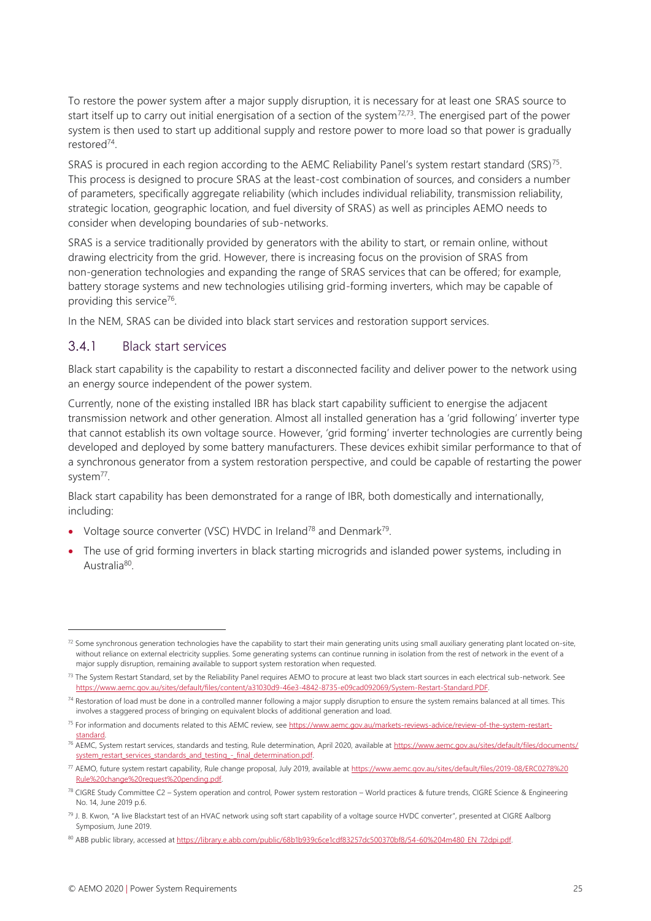To restore the power system after a major supply disruption, it is necessary for at least one SRAS source to start itself up to carry out initial energisation of a section of the system[72,73]. The energised part of the power system is then used to start up additional supply and restore power to more load so that power is gradually restored[74].

SRAS is procured in each region according to the AEMC Reliability Panel's system restart standard (SRS)[75]. This process is designed to procure SRAS at the least-cost combination of sources, and considers a number of parameters, specifically aggregate reliability (which includes individual reliability, transmission reliability, strategic location, geographic location, and fuel diversity of SRAS) as well as principles AEMO needs to consider when developing boundaries of sub-networks.

SRAS is a service traditionally provided by generators with the ability to start, or remain online, without drawing electricity from the grid. However, there is increasing focus on the provision of SRAS from non-generation technologies and expanding the range of SRAS services that can be offered; for example, battery storage systems and new technologies utilising grid-forming inverters, which may be capable of providing this service[76].

In the NEM, SRAS can be divided into black start services and restoration support services.

### 3.4.1 Black start services

Black start capability is the capability to restart a disconnected facility and deliver power to the network using an energy source independent of the power system.

Currently, none of the existing installed IBR has black start capability sufficient to energise the adjacent transmission network and other generation. Almost all installed generation has a 'grid following' inverter type that cannot establish its own voltage source. However, 'grid forming' inverter technologies are currently being developed and deployed by some battery manufacturers. These devices exhibit similar performance to that of a synchronous generator from a system restoration perspective, and could be capable of restarting the power system[77].

Black start capability has been demonstrated for a range of IBR, both domestically and internationally, including:

- Voltage source converter (VSC) HVDC in Ireland[78] and Denmark[79].
- The use of grid forming inverters in black starting microgrids and islanded power systems, including in Australia[80].

---

[72] Some synchronous generation technologies have the capability to start their main generating units using small auxiliary generating plant located on-site, without reliance on external electricity supplies. Some generating systems can continue running in isolation from the rest of network in the event of a major supply disruption, remaining available to support system restoration when requested.

[73] The System Restart Standard, set by the Reliability Panel requires AEMO to procure at least two black start sources in each electrical sub-network. See https://www.aemc.gov.au/sites/default/files/content/a31030d9-46e3-4842-8735-e09cad092069/System-Restart-Standard.PDF.

[74] Restoration of load must be done in a controlled manner following a major supply disruption to ensure the system remains balanced at all times. This involves a staggered process of bringing on equivalent blocks of additional generation and load.

[75] For information and documents related to this AEMC review, see https://www.aemc.gov.au/markets-reviews-advice/review-of-the-system-restart-standard.

[76] AEMC, System restart services, standards and testing, Rule determination, April 2020, available at https://www.aemc.gov.au/sites/default/files/documents/system_restart_services_standards_and_testing_-_final_determination.pdf.

[77] AEMO, future system restart capability, Rule change proposal, July 2019, available at https://www.aemc.gov.au/sites/default/files/2019-08/ERC0278%20Rule%20change%20request%20pending.pdf.

[78] CIGRE Study Committee C2 – System operation and control, Power system restoration – World practices & future trends, CIGRE Science & Engineering No. 14, June 2019 p.6.

[79] J. B. Kwon, "A live Blackstart test of an HVAC network using soft start capability of a voltage source HVDC converter", presented at CIGRE Aalborg Symposium, June 2019.

[80] ABB public library, accessed at https://library.e.abb.com/public/68b1b939c6ce1cdf83257dc500370bf8/54-60%204m480_EN_72dpi.pdf.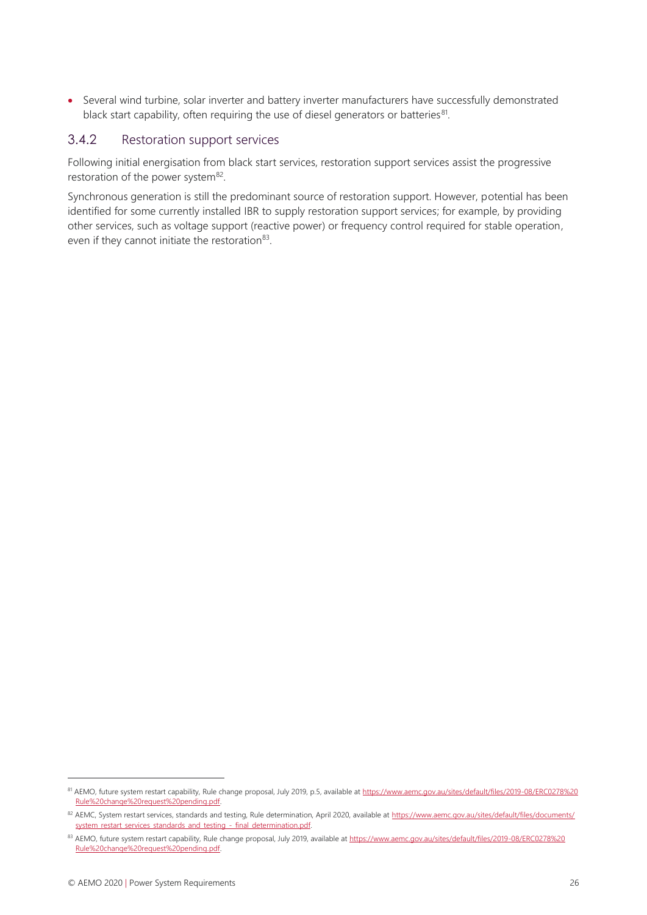- Several wind turbine, solar inverter and battery inverter manufacturers have successfully demonstrated black start capability, often requiring the use of diesel generators or batteries[81].

### 3.4.2 Restoration support services

Following initial energisation from black start services, restoration support services assist the progressive restoration of the power system[82].

Synchronous generation is still the predominant source of restoration support. However, potential has been identified for some currently installed IBR to supply restoration support services; for example, by providing other services, such as voltage support (reactive power) or frequency control required for stable operation, even if they cannot initiate the restoration[83].

---

[81] AEMO, future system restart capability, Rule change proposal, July 2019, p.5, available at https://www.aemc.gov.au/sites/default/files/2019-08/ERC0278%20Rule%20change%20request%20pending.pdf.

[82] AEMC, System restart services, standards and testing, Rule determination, April 2020, available at https://www.aemc.gov.au/sites/default/files/documents/system_restart_services_standards_and_testing_-_final_determination.pdf.

[83] AEMO, future system restart capability, Rule change proposal, July 2019, available at https://www.aemc.gov.au/sites/default/files/2019-08/ERC0278%20Rule%20change%20request%20pending.pdf.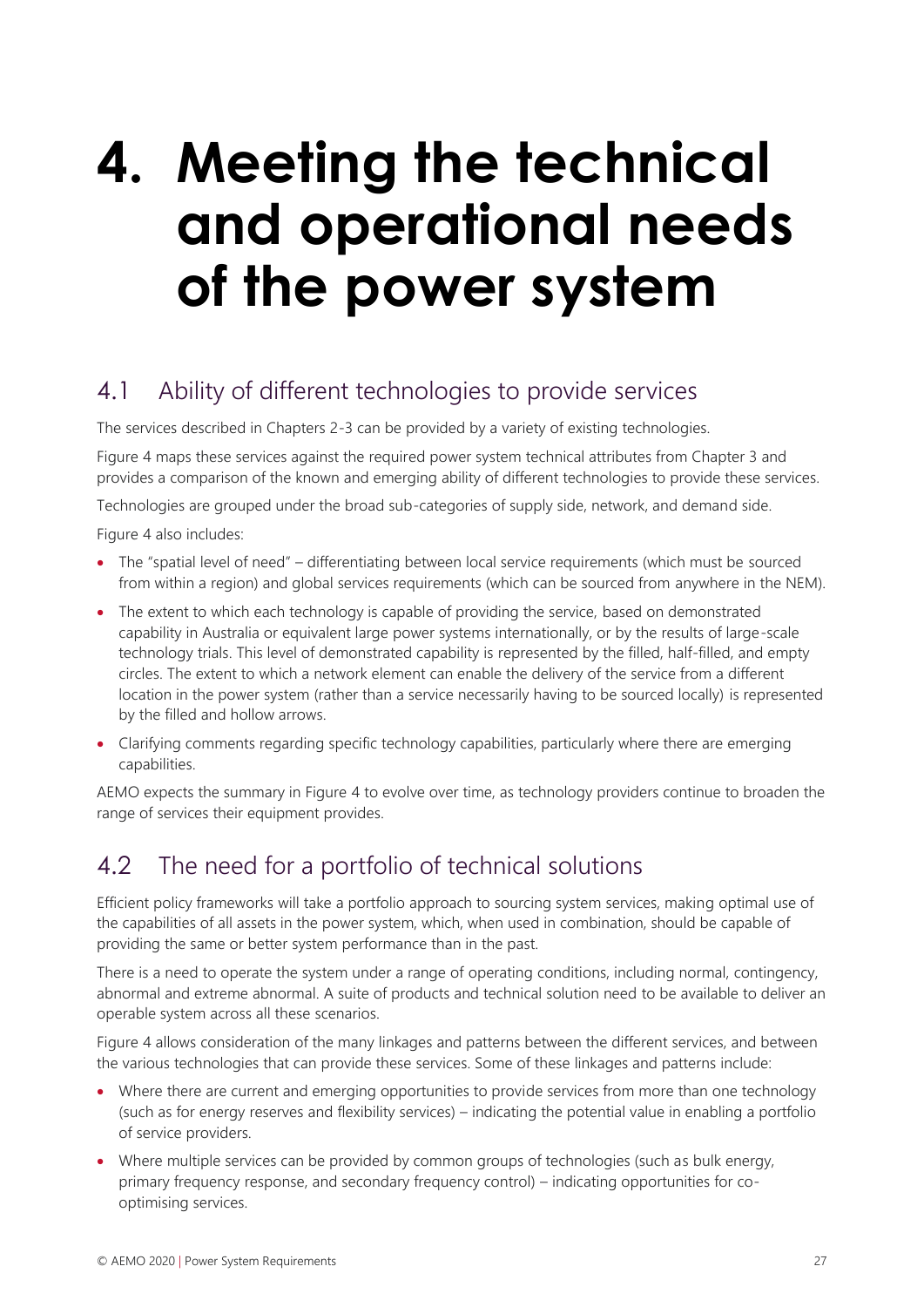# 4. Meeting the technical and operational needs of the power system

## 4.1 Ability of different technologies to provide services

The services described in Chapters 2-3 can be provided by a variety of existing technologies.

Figure 4 maps these services against the required power system technical attributes from Chapter 3 and provides a comparison of the known and emerging ability of different technologies to provide these services.

Technologies are grouped under the broad sub-categories of supply side, network, and demand side.

Figure 4 also includes:

- The "spatial level of need" – differentiating between local service requirements (which must be sourced from within a region) and global services requirements (which can be sourced from anywhere in the NEM).
- The extent to which each technology is capable of providing the service, based on demonstrated capability in Australia or equivalent large power systems internationally, or by the results of large-scale technology trials. This level of demonstrated capability is represented by the filled, half-filled, and empty circles. The extent to which a network element can enable the delivery of the service from a different location in the power system (rather than a service necessarily having to be sourced locally) is represented by the filled and hollow arrows.
- Clarifying comments regarding specific technology capabilities, particularly where there are emerging capabilities.

AEMO expects the summary in Figure 4 to evolve over time, as technology providers continue to broaden the range of services their equipment provides.

## 4.2 The need for a portfolio of technical solutions

Efficient policy frameworks will take a portfolio approach to sourcing system services, making optimal use of the capabilities of all assets in the power system, which, when used in combination, should be capable of providing the same or better system performance than in the past.

There is a need to operate the system under a range of operating conditions, including normal, contingency, abnormal and extreme abnormal. A suite of products and technical solution need to be available to deliver an operable system across all these scenarios.

Figure 4 allows consideration of the many linkages and patterns between the different services, and between the various technologies that can provide these services. Some of these linkages and patterns include:

- Where there are current and emerging opportunities to provide services from more than one technology (such as for energy reserves and flexibility services) – indicating the potential value in enabling a portfolio of service providers.
- Where multiple services can be provided by common groups of technologies (such as bulk energy, primary frequency response, and secondary frequency control) – indicating opportunities for co-optimising services.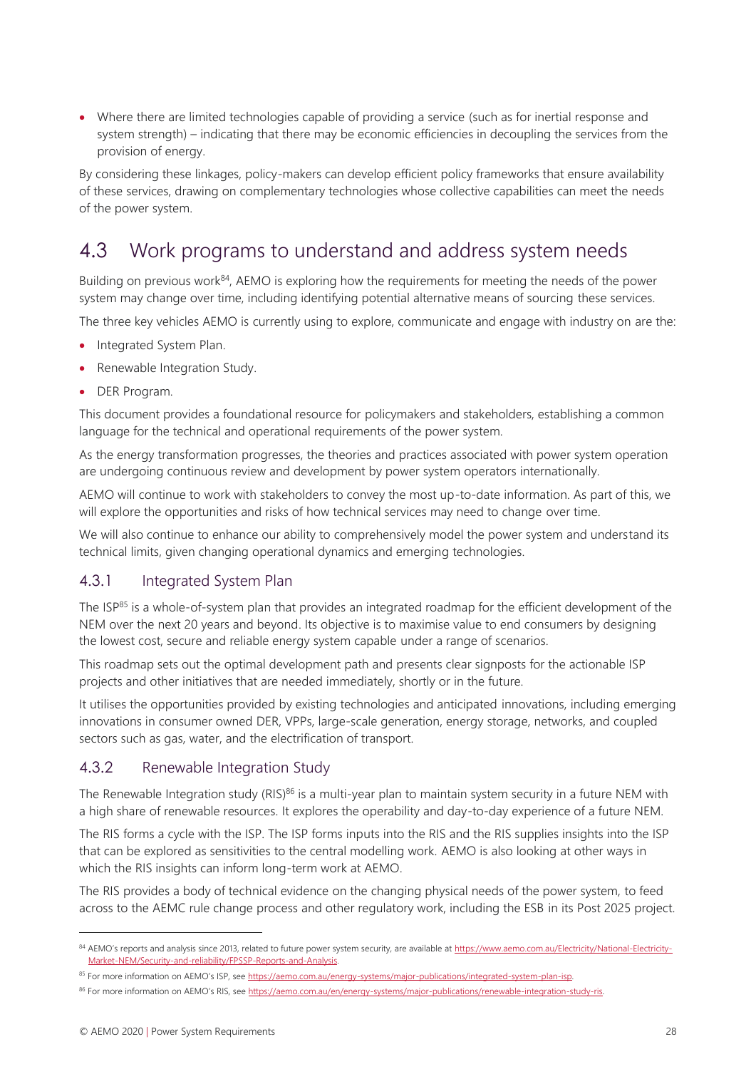- Where there are limited technologies capable of providing a service (such as for inertial response and system strength) – indicating that there may be economic efficiencies in decoupling the services from the provision of energy.

By considering these linkages, policy-makers can develop efficient policy frameworks that ensure availability of these services, drawing on complementary technologies whose collective capabilities can meet the needs of the power system.

## 4.3 Work programs to understand and address system needs

Building on previous work[84], AEMO is exploring how the requirements for meeting the needs of the power system may change over time, including identifying potential alternative means of sourcing these services.

The three key vehicles AEMO is currently using to explore, communicate and engage with industry on are the:

- Integrated System Plan.
- Renewable Integration Study.
- DER Program.

This document provides a foundational resource for policymakers and stakeholders, establishing a common language for the technical and operational requirements of the power system.

As the energy transformation progresses, the theories and practices associated with power system operation are undergoing continuous review and development by power system operators internationally.

AEMO will continue to work with stakeholders to convey the most up-to-date information. As part of this, we will explore the opportunities and risks of how technical services may need to change over time.

We will also continue to enhance our ability to comprehensively model the power system and understand its technical limits, given changing operational dynamics and emerging technologies.

### 4.3.1 Integrated System Plan

The ISP[85] is a whole-of-system plan that provides an integrated roadmap for the efficient development of the NEM over the next 20 years and beyond. Its objective is to maximise value to end consumers by designing the lowest cost, secure and reliable energy system capable under a range of scenarios.

This roadmap sets out the optimal development path and presents clear signposts for the actionable ISP projects and other initiatives that are needed immediately, shortly or in the future.

It utilises the opportunities provided by existing technologies and anticipated innovations, including emerging innovations in consumer owned DER, VPPs, large-scale generation, energy storage, networks, and coupled sectors such as gas, water, and the electrification of transport.

### 4.3.2 Renewable Integration Study

The Renewable Integration study (RIS)[86] is a multi-year plan to maintain system security in a future NEM with a high share of renewable resources. It explores the operability and day-to-day experience of a future NEM.

The RIS forms a cycle with the ISP. The ISP forms inputs into the RIS and the RIS supplies insights into the ISP that can be explored as sensitivities to the central modelling work. AEMO is also looking at other ways in which the RIS insights can inform long-term work at AEMO.

The RIS provides a body of technical evidence on the changing physical needs of the power system, to feed across to the AEMC rule change process and other regulatory work, including the ESB in its Post 2025 project.

---

[84] AEMO's reports and analysis since 2013, related to future power system security, are available at https://www.aemo.com.au/Electricity/National-Electricity-Market-NEM/Security-and-reliability/FPSSP-Reports-and-Analysis.

[85] For more information on AEMO's ISP, see https://aemo.com.au/energy-systems/major-publications/integrated-system-plan-isp.

[86] For more information on AEMO's RIS, see https://aemo.com.au/en/energy-systems/major-publications/renewable-integration-study-ris.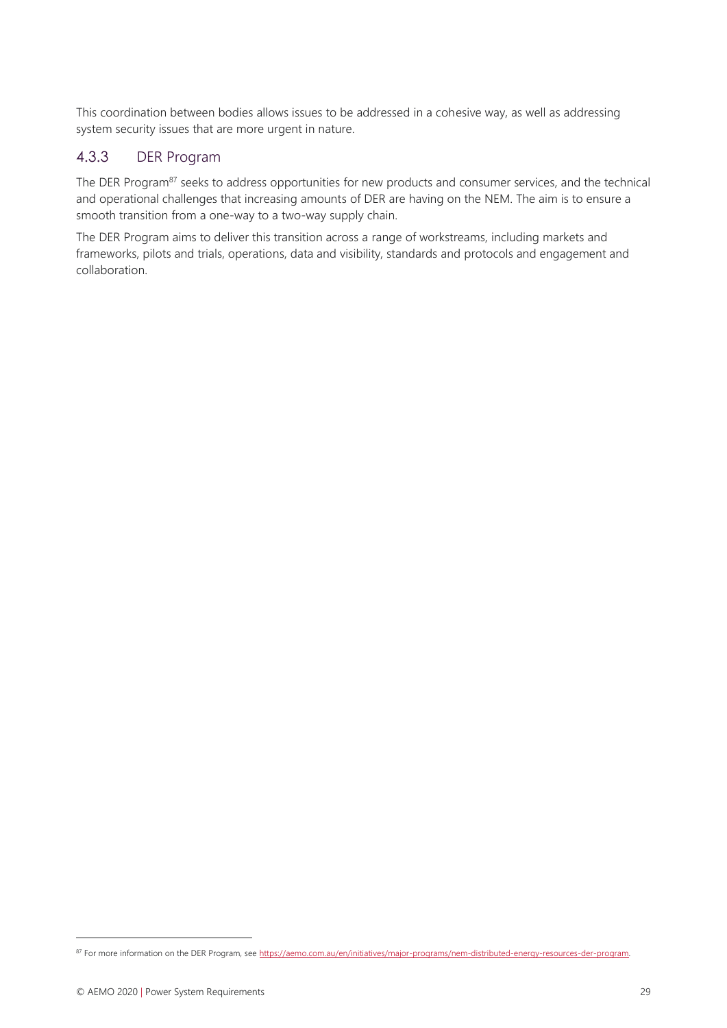This coordination between bodies allows issues to be addressed in a cohesive way, as well as addressing system security issues that are more urgent in nature.

### 4.3.3 DER Program

The DER Program[87] seeks to address opportunities for new products and consumer services, and the technical and operational challenges that increasing amounts of DER are having on the NEM. The aim is to ensure a smooth transition from a one-way to a two-way supply chain.

The DER Program aims to deliver this transition across a range of workstreams, including markets and frameworks, pilots and trials, operations, data and visibility, standards and protocols and engagement and collaboration.

[87] For more information on the DER Program, see https://aemo.com.au/en/initiatives/major-programs/nem-distributed-energy-resources-der-program.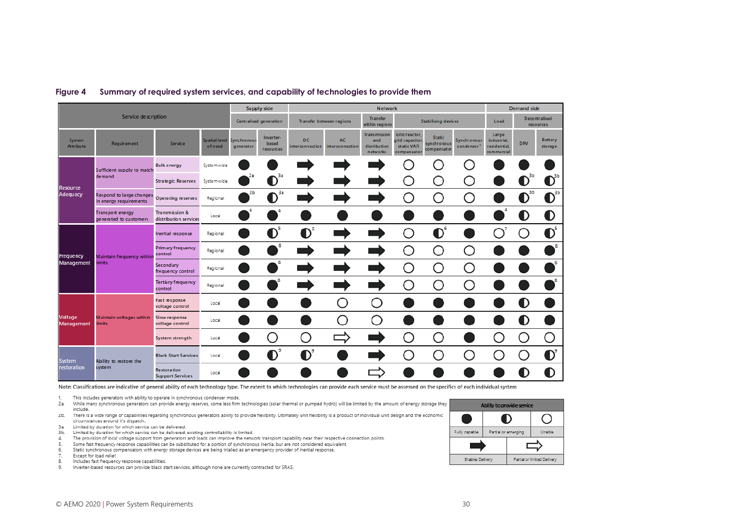## Figure 4 Summary of required system services, and capability of technologies to provide them

| Service description | | | | Supply side | | Network | | | | | | Demand side | | |
|---|---|---|---|---|---|---|---|---|---|---|---|---|---|---|
| | | | | Centralised generation | | Transfer between regions | | Transfer within regions | Stabilising devices | | | Load | Decentralised resources | |
| System Attribute | Requirement | Service | Spatial level of need | Synchronous generator | Inverter-based resources | DC interconnection | AC interconnection | Transmission and distribution networks | Grid reactor, grid capacitor, static VAR compensator | Static synchronous compensator | Synchronous condenser[1] | Large industrial, residential, commercial | DPV | Battery storage |
| Resource Adequacy | Sufficient supply to match demand | Bulk energy | Systemwide | ● | ● | ➡ | ➡ | ➡ | ○ | ○ | ○ | ● | ● | ● |
| | | Strategic Reserves | Systemwide | ● [2a] | ◐ [3a] | ➡ | ➡ | ➡ | ○ | ○ | ○ | ● | ◐ [3b] | ◐ [3b] |
| | Respond to large changes in energy requirements | Operating reserves | Regional | ● [2b] | ◐ [3a] | ➡ | ➡ | ➡ | ○ | ○ | ○ | ● | ◐ [3b] | ◐ [3b] |
| | Transport energy generated to customers | Transmission & distribution services | Local | ● [4] | ● [4] | ● | ● | ● | ● | ● | ● | ● [4] | ◐ | ◐ |
| Frequency Management | Maintain frequency within limits | Inertial response | Regional | ● | ◐ [5] | ◐ [5] | ➡ | ➡ | ○ | ◐ [6] | ● | ○ [7] | ○ | ◐ [5] |
| | | Primary frequency control | Regional | ● | ● [8] | ➡ | ➡ | ➡ | ○ | ○ | ○ | ● | ● | ● [8] |
| | | Secondary frequency control | Regional | ● | ● [8] | ➡ | ➡ | ➡ | ○ | ○ | ○ | ● | ● | ● [8] |
| | | Tertiary frequency control | Regional | ● | ● [8] | ➡ | ➡ | ➡ | ○ | ○ | ○ | ● | ● | ● [8] |
| Voltage Management | Maintain voltages within limits | Fast response voltage control | Local | ● | ● | ● | ○ | ○ | ● | ● | ● | ● | ◐ | ● |
| | | Slow response voltage control | Local | ● | ● | ● | ○ | ○ | ● | ● | ● | ● | ◐ | ● |
| | | System strength | Local | ● | ○ | ○ | ⇨ | ➡ | ○ | ○ | ● | ○ | ○ | ○ |
| System restoration | Ability to restore the system | Black Start Services | Local | ● | ◐ [9] | ◐ [9] | ● | ➡ | ○ | ○ | ○ | ○ | ○ | ◐ [9] |
| | | Restoration Support Services | Local | ● | ● | ● | ● | ⇨ | ● | ● | ● | ● | ◐ | ◐ |

Note: Classifications are indicative of general ability of each technology type. The extent to which technologies can provide each service must be assessed on the specifics of each individual system

1. This includes generators with ability to operate in synchronous condenser mode.
2a. While many synchronous generators can provide energy reserves, some less firm technologies (solar thermal or pumped hydro) will be limited by the amount of energy storage they include.
2b. There is a wide range of capabilities regarding synchronous generators ability to provide flexibility. Ultimately unit flexibility is a product of individual unit design and the economic circumstances around it's dispatch..
3a. Limited by duration for which service can be delivered.
3b. Limited by duration for which service can be delivered; existing controllability is limited.
4. The provision of local voltage support from generators and loads can improve the network transport capability near their respective connection points.
5. Some fast frequency response capabilities can be substituted for a portion of synchronous inertia, but are not considered equivalent.
6. Static synchronous compensators with energy storage devices are being trialled as an emergency provider of inertial response.
7. Except for load relief.
8. Includes fast frequency response capabilities.
9. Inverter-based resources can provide black start services, although none are currently contracted for SRAS.

| Ability to provide service | | |
|---|---|---|
| ● | ◐ | ○ |
| Fully capable | Partial or emerging | Unable |
| ➡ | ⇨ | |
| Enables Delivery | Partial or limited Delivery | |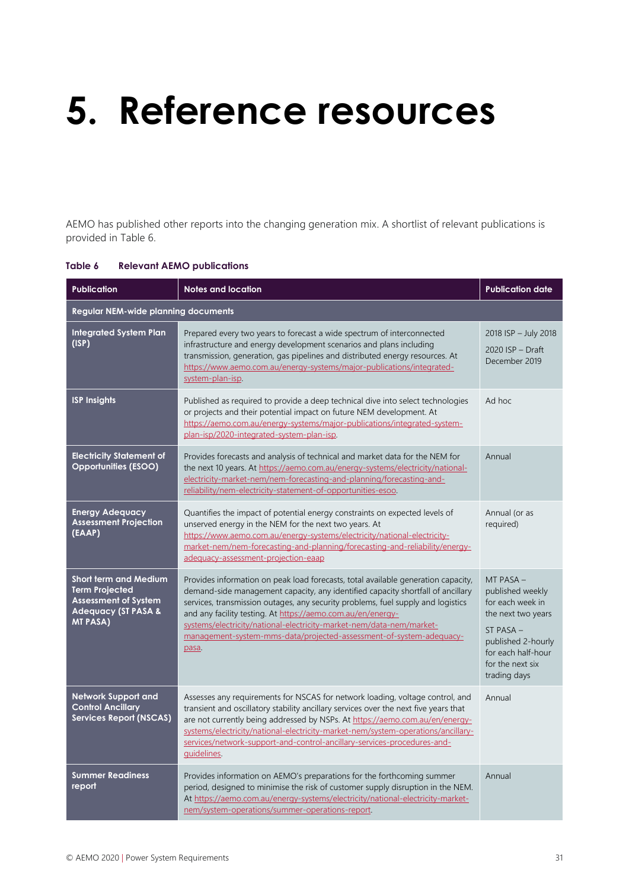# 5. Reference resources

AEMO has published other reports into the changing generation mix. A shortlist of relevant publications is provided in Table 6.

**Table 6 Relevant AEMO publications**

| Publication | Notes and location | Publication date |
|---|---|---|
| **Regular NEM-wide planning documents** | | |
| **Integrated System Plan (ISP)** | Prepared every two years to forecast a wide spectrum of interconnected infrastructure and energy development scenarios and plans including transmission, generation, gas pipelines and distributed energy resources. At https://www.aemo.com.au/energy-systems/major-publications/integrated-system-plan-isp. | 2018 ISP – July 2018<br>2020 ISP – Draft December 2019 |
| **ISP Insights** | Published as required to provide a deep technical dive into select technologies or projects and their potential impact on future NEM development. At https://aemo.com.au/energy-systems/major-publications/integrated-system-plan-isp/2020-integrated-system-plan-isp. | Ad hoc |
| **Electricity Statement of Opportunities (ESOO)** | Provides forecasts and analysis of technical and market data for the NEM for the next 10 years. At https://aemo.com.au/energy-systems/electricity/national-electricity-market-nem/nem-forecasting-and-planning/forecasting-and-reliability/nem-electricity-statement-of-opportunities-esoo. | Annual |
| **Energy Adequacy Assessment Projection (EAAP)** | Quantifies the impact of potential energy constraints on expected levels of unserved energy in the NEM for the next two years. At https://aemo.com.au/energy-systems/electricity/national-electricity-market-nem/nem-forecasting-and-planning/forecasting-and-reliability/energy-adequacy-assessment-projection-eaap | Annual (or as required) |
| **Short term and Medium Term Projected Assessment of System Adequacy (ST PASA & MT PASA)** | Provides information on peak load forecasts, total available generation capacity, demand-side management capacity, any identified capacity shortfall of ancillary services, transmission outages, any security problems, fuel supply and logistics and any facility testing. At https://aemo.com.au/en/energy-systems/electricity/national-electricity-market-nem/data-nem/market-management-system-mms-data/projected-assessment-of-system-adequacy-pasa. | MT PASA – published weekly for each week in the next two years<br>ST PASA – published 2-hourly for each half-hour for the next six trading days |
| **Network Support and Control Ancillary Services Report (NSCAS)** | Assesses any requirements for NSCAS for network loading, voltage control, and transient and oscillatory stability ancillary services over the next five years that are not currently being addressed by NSPs. At https://aemo.com.au/en/energy-systems/electricity/national-electricity-market-nem/system-operations/ancillary-services/network-support-and-control-ancillary-services-procedures-and-guidelines. | Annual |
| **Summer Readiness report** | Provides information on AEMO's preparations for the forthcoming summer period, designed to minimise the risk of customer supply disruption in the NEM. At https://aemo.com.au/energy-systems/electricity/national-electricity-market-nem/system-operations/summer-operations-report. | Annual |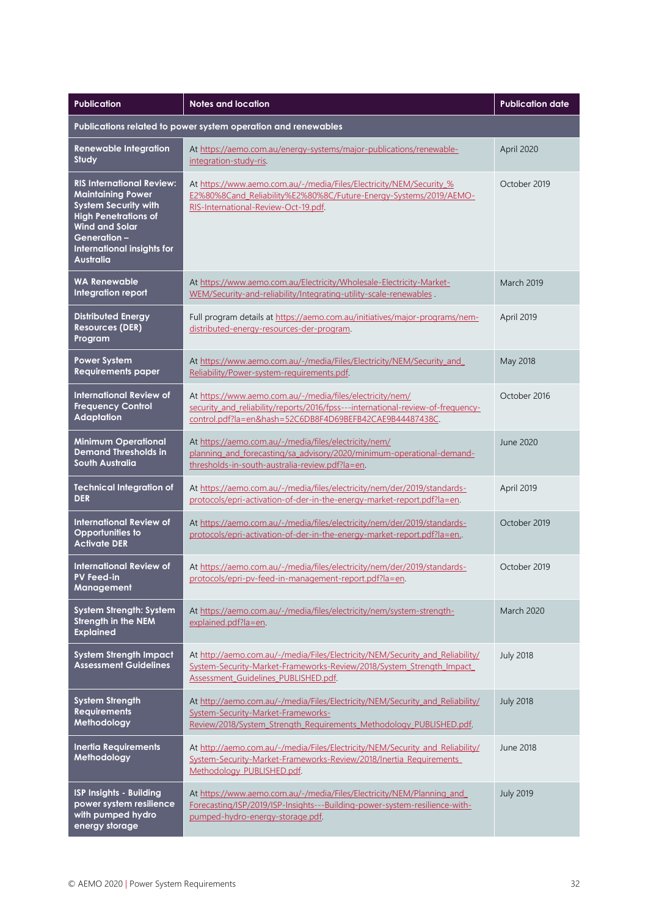| Publication | Notes and location | Publication date |
| --- | --- | --- |
| **Publications related to power system operation and renewables** | | |
| **Renewable Integration Study** | At https://aemo.com.au/energy-systems/major-publications/renewable-integration-study-ris. | April 2020 |
| **RIS International Review: Maintaining Power System Security with High Penetrations of Wind and Solar Generation – International insights for Australia** | At https://www.aemo.com.au/-/media/Files/Electricity/NEM/Security_%E2%80%8Cand_Reliability%E2%80%8C/Future-Energy-Systems/2019/AEMO-RIS-International-Review-Oct-19.pdf. | October 2019 |
| **WA Renewable Integration report** | At https://www.aemo.com.au/Electricity/Wholesale-Electricity-Market-WEM/Security-and-reliability/Integrating-utility-scale-renewables . | March 2019 |
| **Distributed Energy Resources (DER) Program** | Full program details at https://aemo.com.au/initiatives/major-programs/nem-distributed-energy-resources-der-program. | April 2019 |
| **Power System Requirements paper** | At https://www.aemo.com.au/-/media/Files/Electricity/NEM/Security_and_Reliability/Power-system-requirements.pdf. | May 2018 |
| **International Review of Frequency Control Adaptation** | At https://www.aemo.com.au/-/media/files/electricity/nem/security_and_reliability/reports/2016/fpss---international-review-of-frequency-control.pdf?la=en&hash=52C6DB8F4D69BEFB42CAE9B44487438C. | October 2016 |
| **Minimum Operational Demand Thresholds in South Australia** | At https://aemo.com.au/-/media/files/electricity/nem/planning_and_forecasting/sa_advisory/2020/minimum-operational-demand-thresholds-in-south-australia-review.pdf?la=en. | June 2020 |
| **Technical Integration of DER** | At https://aemo.com.au/-/media/files/electricity/nem/der/2019/standards-protocols/epri-activation-of-der-in-the-energy-market-report.pdf?la=en. | April 2019 |
| **International Review of Opportunities to Activate DER** | At https://aemo.com.au/-/media/files/electricity/nem/der/2019/standards-protocols/epri-activation-of-der-in-the-energy-market-report.pdf?la=en.. | October 2019 |
| **International Review of PV Feed-in Management** | At https://aemo.com.au/-/media/files/electricity/nem/der/2019/standards-protocols/epri-pv-feed-in-management-report.pdf?la=en. | October 2019 |
| **System Strength: System Strength in the NEM Explained** | At https://aemo.com.au/-/media/files/electricity/nem/system-strength-explained.pdf?la=en. | March 2020 |
| **System Strength Impact Assessment Guidelines** | At http://aemo.com.au/-/media/Files/Electricity/NEM/Security_and_Reliability/System-Security-Market-Frameworks-Review/2018/System_Strength_Impact_Assessment_Guidelines_PUBLISHED.pdf. | July 2018 |
| **System Strength Requirements Methodology** | At http://aemo.com.au/-/media/Files/Electricity/NEM/Security_and_Reliability/System-Security-Market-Frameworks-Review/2018/System_Strength_Requirements_Methodology_PUBLISHED.pdf. | July 2018 |
| **Inertia Requirements Methodology** | At http://aemo.com.au/-/media/Files/Electricity/NEM/Security_and_Reliability/System-Security-Market-Frameworks-Review/2018/Inertia_Requirements_Methodology_PUBLISHED.pdf. | June 2018 |
| **ISP Insights - Building power system resilience with pumped hydro energy storage** | At https://www.aemo.com.au/-/media/Files/Electricity/NEM/Planning_and_Forecasting/ISP/2019/ISP-Insights---Building-power-system-resilience-with-pumped-hydro-energy-storage.pdf. | July 2019 |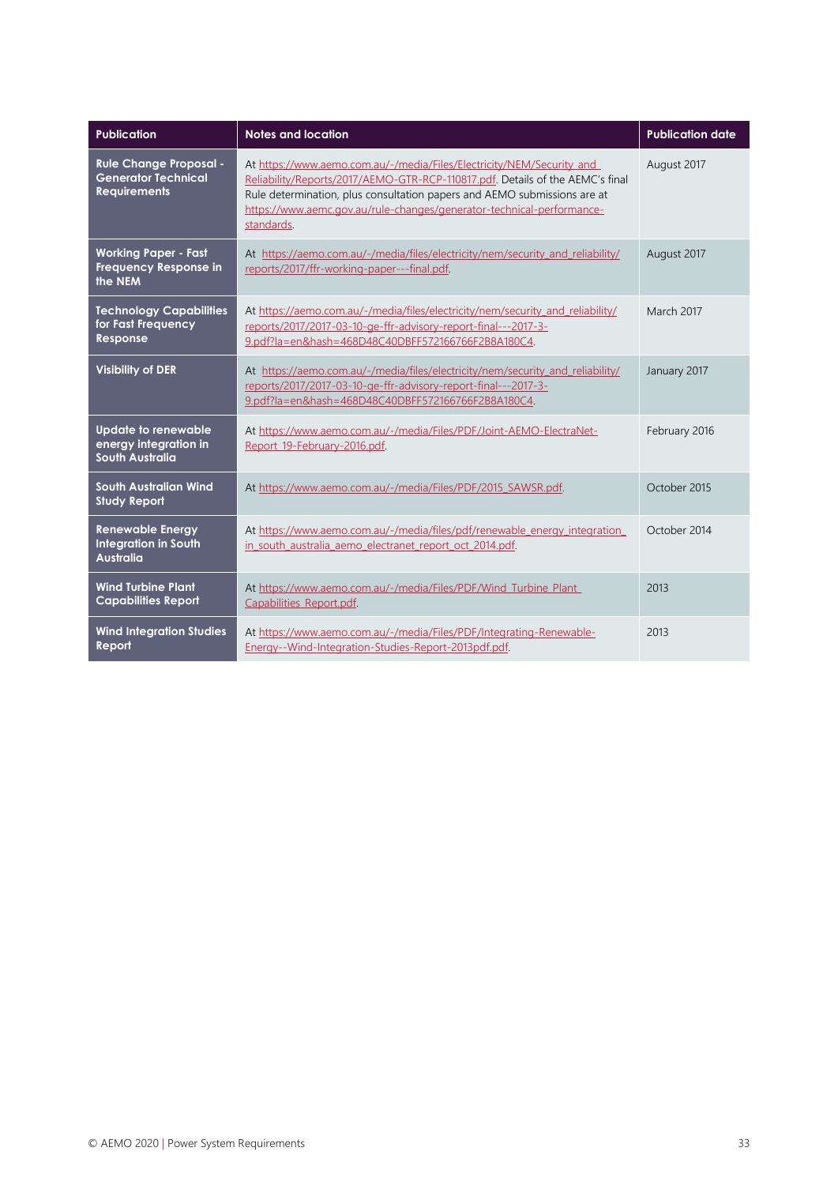| Publication | Notes and location | Publication date |
| --- | --- | --- |
| **Rule Change Proposal - Generator Technical Requirements** | At https://www.aemo.com.au/-/media/Files/Electricity/NEM/Security_and_Reliability/Reports/2017/AEMO-GTR-RCP-110817.pdf. Details of the AEMC's final Rule determination, plus consultation papers and AEMO submissions are at https://www.aemc.gov.au/rule-changes/generator-technical-performance-standards. | August 2017 |
| **Working Paper - Fast Frequency Response in the NEM** | At https://aemo.com.au/-/media/files/electricity/nem/security_and_reliability/reports/2017/ffr-working-paper---final.pdf. | August 2017 |
| **Technology Capabilities for Fast Frequency Response** | At https://aemo.com.au/-/media/files/electricity/nem/security_and_reliability/reports/2017/2017-03-10-ge-ffr-advisory-report-final---2017-3-9.pdf?la=en&hash=468D48C40DBFF572166766F2B8A180C4. | March 2017 |
| **Visibility of DER** | At https://aemo.com.au/-/media/files/electricity/nem/security_and_reliability/reports/2017/2017-03-10-ge-ffr-advisory-report-final---2017-3-9.pdf?la=en&hash=468D48C40DBFF572166766F2B8A180C4. | January 2017 |
| **Update to renewable energy integration in South Australia** | At https://www.aemo.com.au/-/media/Files/PDF/Joint-AEMO-ElectraNet-Report_19-February-2016.pdf. | February 2016 |
| **South Australian Wind Study Report** | At https://www.aemo.com.au/-/media/Files/PDF/2015_SAWSR.pdf. | October 2015 |
| **Renewable Energy Integration in South Australia** | At https://www.aemo.com.au/-/media/files/pdf/renewable_energy_integration_in_south_australia_aemo_electranet_report_oct_2014.pdf. | October 2014 |
| **Wind Turbine Plant Capabilities Report** | At https://www.aemo.com.au/-/media/Files/PDF/Wind_Turbine_Plant_Capabilities_Report.pdf. | 2013 |
| **Wind Integration Studies Report** | At https://www.aemo.com.au/-/media/Files/PDF/Integrating-Renewable-Energy--Wind-Integration-Studies-Report-2013pdf.pdf. | 2013 |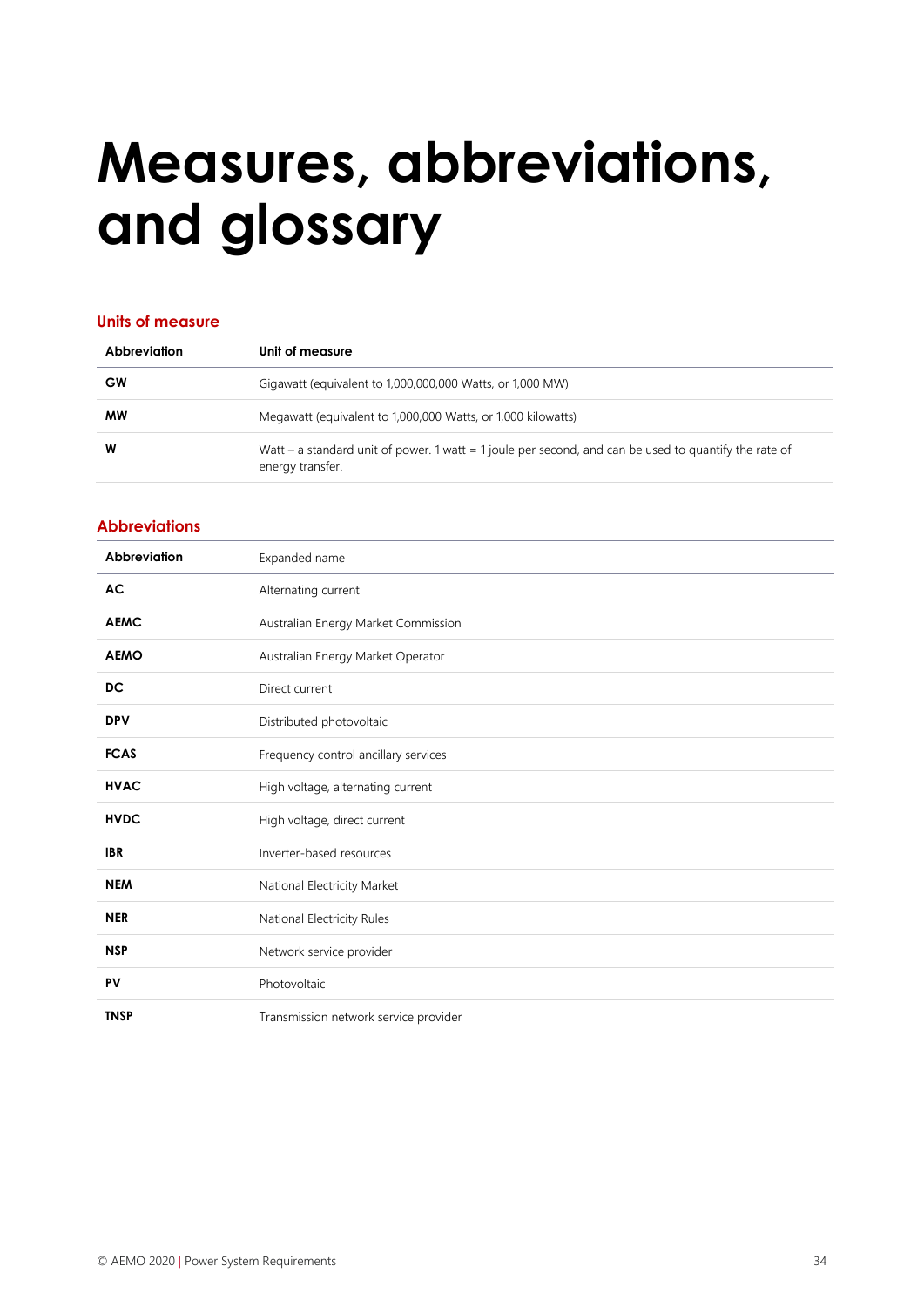# Measures, abbreviations, and glossary

## Units of measure

| Abbreviation | Unit of measure |
| --- | --- |
| GW | Gigawatt (equivalent to 1,000,000,000 Watts, or 1,000 MW) |
| MW | Megawatt (equivalent to 1,000,000 Watts, or 1,000 kilowatts) |
| W | Watt – a standard unit of power. 1 watt = 1 joule per second, and can be used to quantify the rate of energy transfer. |

## Abbreviations

| Abbreviation | Expanded name |
| --- | --- |
| AC | Alternating current |
| AEMC | Australian Energy Market Commission |
| AEMO | Australian Energy Market Operator |
| DC | Direct current |
| DPV | Distributed photovoltaic |
| FCAS | Frequency control ancillary services |
| HVAC | High voltage, alternating current |
| HVDC | High voltage, direct current |
| IBR | Inverter-based resources |
| NEM | National Electricity Market |
| NER | National Electricity Rules |
| NSP | Network service provider |
| PV | Photovoltaic |
| TNSP | Transmission network service provider |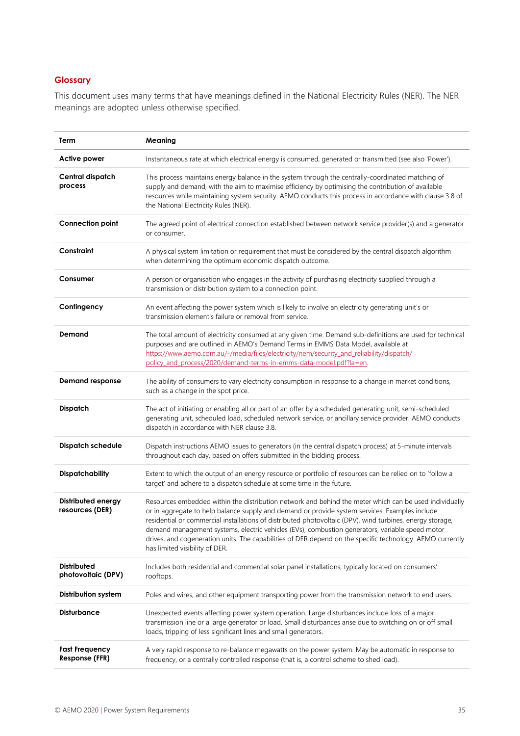## Glossary

This document uses many terms that have meanings defined in the National Electricity Rules (NER). The NER meanings are adopted unless otherwise specified.

| Term | Meaning |
| --- | --- |
| **Active power** | Instantaneous rate at which electrical energy is consumed, generated or transmitted (see also 'Power'). |
| **Central dispatch process** | This process maintains energy balance in the system through the centrally-coordinated matching of supply and demand, with the aim to maximise efficiency by optimising the contribution of available resources while maintaining system security. AEMO conducts this process in accordance with clause 3.8 of the National Electricity Rules (NER). |
| **Connection point** | The agreed point of electrical connection established between network service provider(s) and a generator or consumer. |
| **Constraint** | A physical system limitation or requirement that must be considered by the central dispatch algorithm when determining the optimum economic dispatch outcome. |
| **Consumer** | A person or organisation who engages in the activity of purchasing electricity supplied through a transmission or distribution system to a connection point. |
| **Contingency** | An event affecting the power system which is likely to involve an electricity generating unit's or transmission element's failure or removal from service. |
| **Demand** | The total amount of electricity consumed at any given time. Demand sub-definitions are used for technical purposes and are outlined in AEMO's Demand Terms in EMMS Data Model, available at https://www.aemo.com.au/-/media/files/electricity/nem/security_and_reliability/dispatch/policy_and_process/2020/demand-terms-in-emms-data-model.pdf?la=en. |
| **Demand response** | The ability of consumers to vary electricity consumption in response to a change in market conditions, such as a change in the spot price. |
| **Dispatch** | The act of initiating or enabling all or part of an offer by a scheduled generating unit, semi-scheduled generating unit, scheduled load, scheduled network service, or ancillary service provider. AEMO conducts dispatch in accordance with NER clause 3.8. |
| **Dispatch schedule** | Dispatch instructions AEMO issues to generators (in the central dispatch process) at 5-minute intervals throughout each day, based on offers submitted in the bidding process. |
| **Dispatchability** | Extent to which the output of an energy resource or portfolio of resources can be relied on to 'follow a target' and adhere to a dispatch schedule at some time in the future. |
| **Distributed energy resources (DER)** | Resources embedded within the distribution network and behind the meter which can be used individually or in aggregate to help balance supply and demand or provide system services. Examples include residential or commercial installations of distributed photovoltaic (DPV), wind turbines, energy storage, demand management systems, electric vehicles (EVs), combustion generators, variable speed motor drives, and cogeneration units. The capabilities of DER depend on the specific technology. AEMO currently has limited visibility of DER. |
| **Distributed photovoltaic (DPV)** | Includes both residential and commercial solar panel installations, typically located on consumers' rooftops. |
| **Distribution system** | Poles and wires, and other equipment transporting power from the transmission network to end users. |
| **Disturbance** | Unexpected events affecting power system operation. Large disturbances include loss of a major transmission line or a large generator or load. Small disturbances arise due to switching on or off small loads, tripping of less significant lines and small generators. |
| **Fast Frequency Response (FFR)** | A very rapid response to re-balance megawatts on the power system. May be automatic in response to frequency, or a centrally controlled response (that is, a control scheme to shed load). |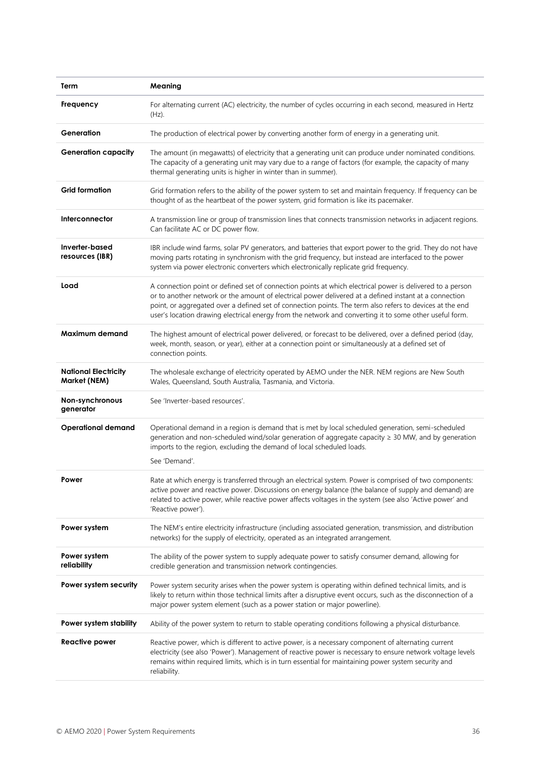| Term | Meaning |
| --- | --- |
| **Frequency** | For alternating current (AC) electricity, the number of cycles occurring in each second, measured in Hertz (Hz). |
| **Generation** | The production of electrical power by converting another form of energy in a generating unit. |
| **Generation capacity** | The amount (in megawatts) of electricity that a generating unit can produce under nominated conditions. The capacity of a generating unit may vary due to a range of factors (for example, the capacity of many thermal generating units is higher in winter than in summer). |
| **Grid formation** | Grid formation refers to the ability of the power system to set and maintain frequency. If frequency can be thought of as the heartbeat of the power system, grid formation is like its pacemaker. |
| **Interconnector** | A transmission line or group of transmission lines that connects transmission networks in adjacent regions. Can facilitate AC or DC power flow. |
| **Inverter-based resources (IBR)** | IBR include wind farms, solar PV generators, and batteries that export power to the grid. They do not have moving parts rotating in synchronism with the grid frequency, but instead are interfaced to the power system via power electronic converters which electronically replicate grid frequency. |
| **Load** | A connection point or defined set of connection points at which electrical power is delivered to a person or to another network or the amount of electrical power delivered at a defined instant at a connection point, or aggregated over a defined set of connection points. The term also refers to devices at the end user's location drawing electrical energy from the network and converting it to some other useful form. |
| **Maximum demand** | The highest amount of electrical power delivered, or forecast to be delivered, over a defined period (day, week, month, season, or year), either at a connection point or simultaneously at a defined set of connection points. |
| **National Electricity Market (NEM)** | The wholesale exchange of electricity operated by AEMO under the NER. NEM regions are New South Wales, Queensland, South Australia, Tasmania, and Victoria. |
| **Non-synchronous generator** | See 'Inverter-based resources'. |
| **Operational demand** | Operational demand in a region is demand that is met by local scheduled generation, semi-scheduled generation and non-scheduled wind/solar generation of aggregate capacity ≥ 30 MW, and by generation imports to the region, excluding the demand of local scheduled loads. See 'Demand'. |
| **Power** | Rate at which energy is transferred through an electrical system. Power is comprised of two components: active power and reactive power. Discussions on energy balance (the balance of supply and demand) are related to active power, while reactive power affects voltages in the system (see also 'Active power' and 'Reactive power'). |
| **Power system** | The NEM's entire electricity infrastructure (including associated generation, transmission, and distribution networks) for the supply of electricity, operated as an integrated arrangement. |
| **Power system reliability** | The ability of the power system to supply adequate power to satisfy consumer demand, allowing for credible generation and transmission network contingencies. |
| **Power system security** | Power system security arises when the power system is operating within defined technical limits, and is likely to return within those technical limits after a disruptive event occurs, such as the disconnection of a major power system element (such as a power station or major powerline). |
| **Power system stability** | Ability of the power system to return to stable operating conditions following a physical disturbance. |
| **Reactive power** | Reactive power, which is different to active power, is a necessary component of alternating current electricity (see also 'Power'). Management of reactive power is necessary to ensure network voltage levels remains within required limits, which is in turn essential for maintaining power system security and reliability. |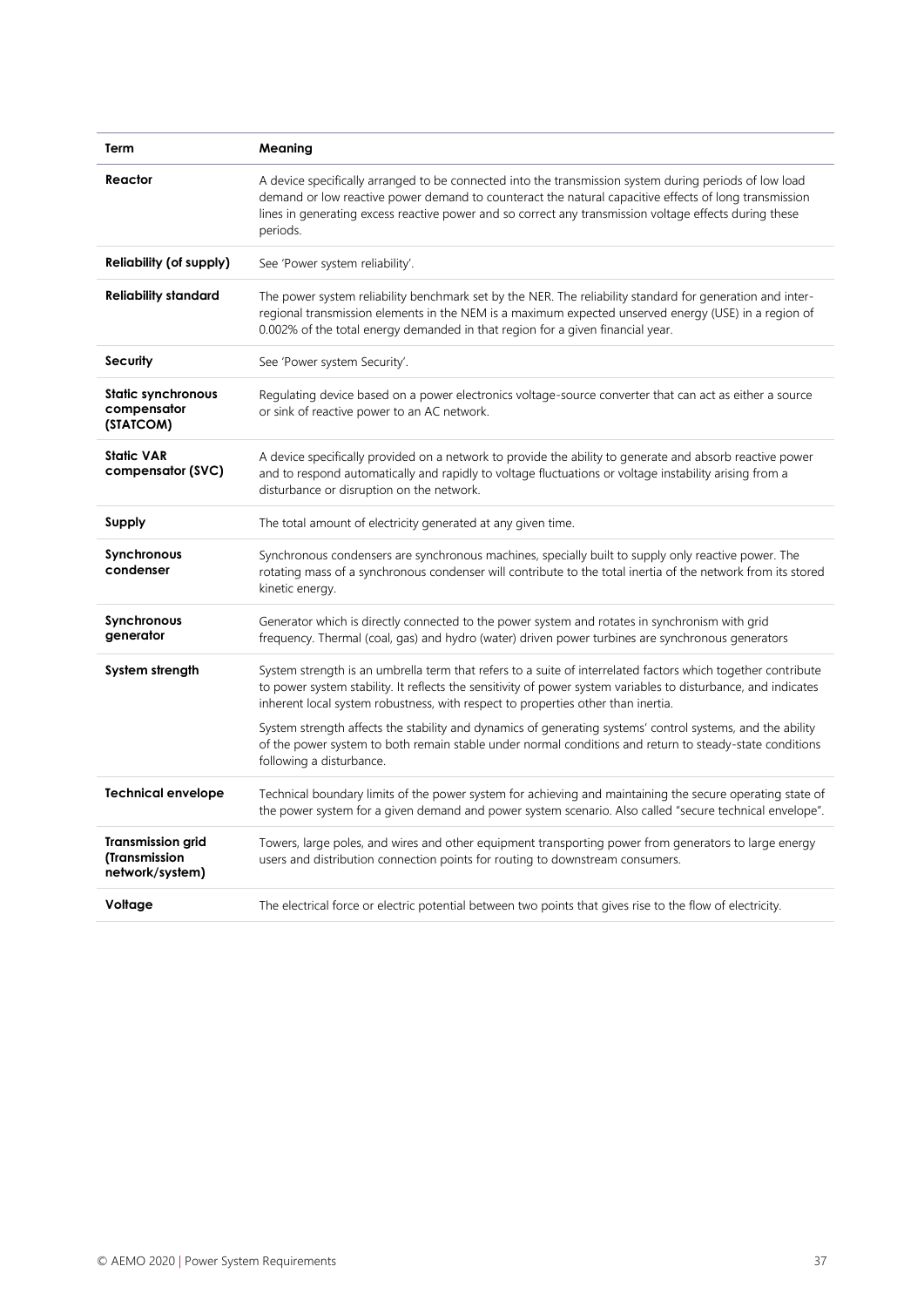| Term | Meaning |
| --- | --- |
| **Reactor** | A device specifically arranged to be connected into the transmission system during periods of low load demand or low reactive power demand to counteract the natural capacitive effects of long transmission lines in generating excess reactive power and so correct any transmission voltage effects during these periods. |
| **Reliability (of supply)** | See 'Power system reliability'. |
| **Reliability standard** | The power system reliability benchmark set by the NER. The reliability standard for generation and inter-regional transmission elements in the NEM is a maximum expected unserved energy (USE) in a region of 0.002% of the total energy demanded in that region for a given financial year. |
| **Security** | See 'Power system Security'. |
| **Static synchronous compensator (STATCOM)** | Regulating device based on a power electronics voltage-source converter that can act as either a source or sink of reactive power to an AC network. |
| **Static VAR compensator (SVC)** | A device specifically provided on a network to provide the ability to generate and absorb reactive power and to respond automatically and rapidly to voltage fluctuations or voltage instability arising from a disturbance or disruption on the network. |
| **Supply** | The total amount of electricity generated at any given time. |
| **Synchronous condenser** | Synchronous condensers are synchronous machines, specially built to supply only reactive power. The rotating mass of a synchronous condenser will contribute to the total inertia of the network from its stored kinetic energy. |
| **Synchronous generator** | Generator which is directly connected to the power system and rotates in synchronism with grid frequency. Thermal (coal, gas) and hydro (water) driven power turbines are synchronous generators |
| **System strength** | System strength is an umbrella term that refers to a suite of interrelated factors which together contribute to power system stability. It reflects the sensitivity of power system variables to disturbance, and indicates inherent local system robustness, with respect to properties other than inertia.<br><br>System strength affects the stability and dynamics of generating systems' control systems, and the ability of the power system to both remain stable under normal conditions and return to steady-state conditions following a disturbance. |
| **Technical envelope** | Technical boundary limits of the power system for achieving and maintaining the secure operating state of the power system for a given demand and power system scenario. Also called "secure technical envelope". |
| **Transmission grid (Transmission network/system)** | Towers, large poles, and wires and other equipment transporting power from generators to large energy users and distribution connection points for routing to downstream consumers. |
| **Voltage** | The electrical force or electric potential between two points that gives rise to the flow of electricity. |